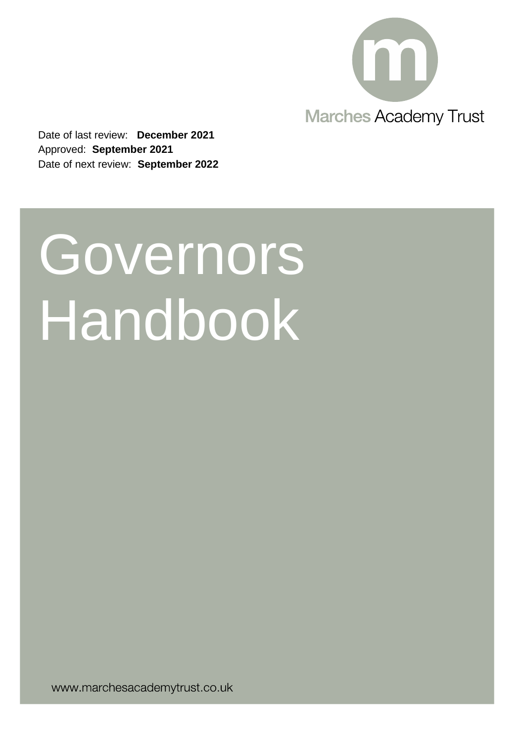Marches Academy Trust

Date of last review: **December 2021**
Approved: **September 2021**
Date of next review: **September 2022**

# Governors Handbook

www.marchesacademytrust.co.uk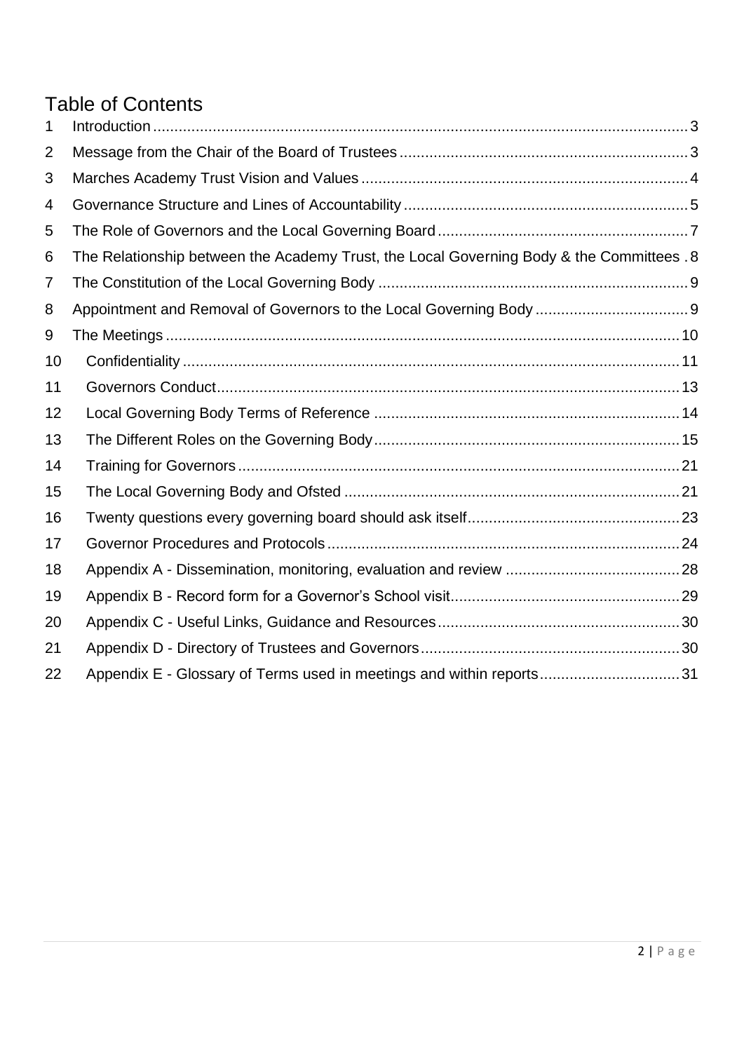# Table of Contents

| | | |
|---|---|---|
| 1 | Introduction | 3 |
| 2 | Message from the Chair of the Board of Trustees | 3 |
| 3 | Marches Academy Trust Vision and Values | 4 |
| 4 | Governance Structure and Lines of Accountability | 5 |
| 5 | The Role of Governors and the Local Governing Board | 7 |
| 6 | The Relationship between the Academy Trust, the Local Governing Body & the Committees | 8 |
| 7 | The Constitution of the Local Governing Body | 9 |
| 8 | Appointment and Removal of Governors to the Local Governing Body | 9 |
| 9 | The Meetings | 10 |
| 10 | Confidentiality | 11 |
| 11 | Governors Conduct | 13 |
| 12 | Local Governing Body Terms of Reference | 14 |
| 13 | The Different Roles on the Governing Body | 15 |
| 14 | Training for Governors | 21 |
| 15 | The Local Governing Body and Ofsted | 21 |
| 16 | Twenty questions every governing board should ask itself | 23 |
| 17 | Governor Procedures and Protocols | 24 |
| 18 | Appendix A - Dissemination, monitoring, evaluation and review | 28 |
| 19 | Appendix B - Record form for a Governor's School visit | 29 |
| 20 | Appendix C - Useful Links, Guidance and Resources | 30 |
| 21 | Appendix D - Directory of Trustees and Governors | 30 |
| 22 | Appendix E - Glossary of Terms used in meetings and within reports | 31 |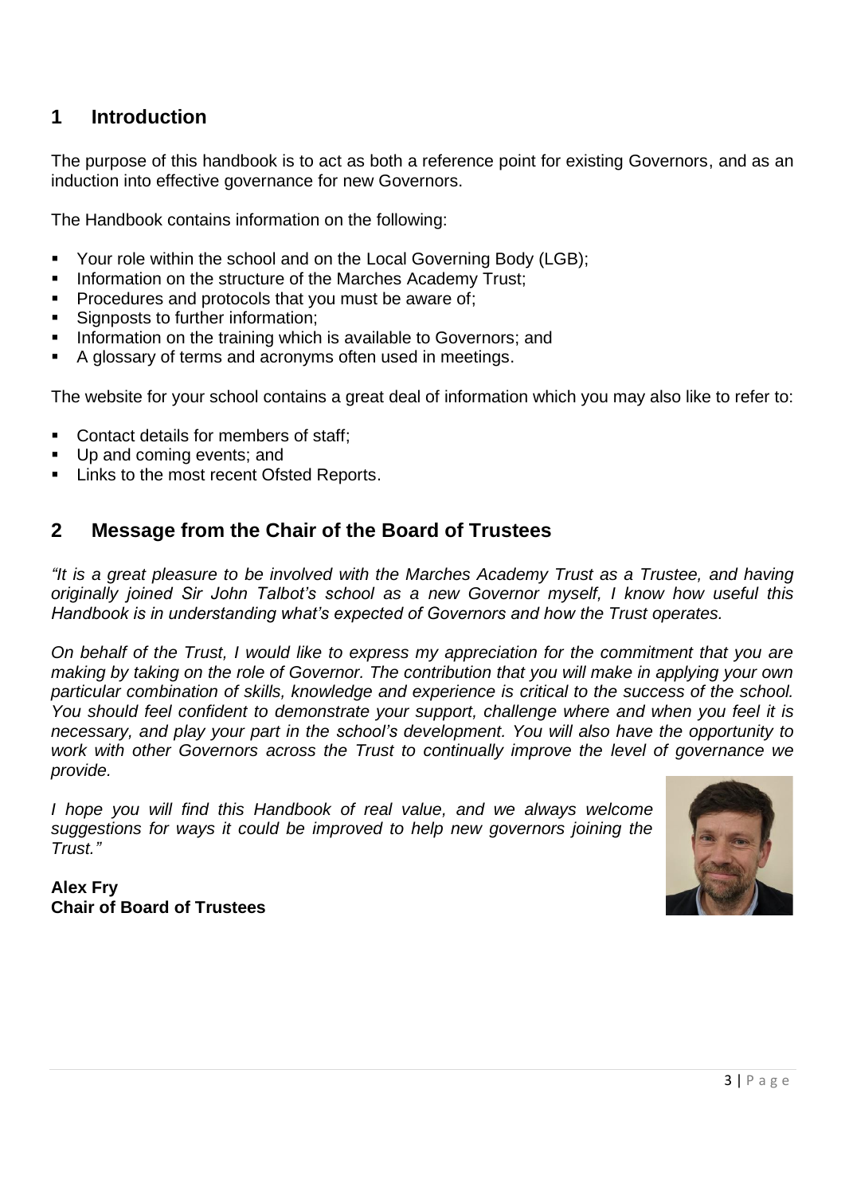## 1 Introduction

The purpose of this handbook is to act as both a reference point for existing Governors, and as an induction into effective governance for new Governors.

The Handbook contains information on the following:

- Your role within the school and on the Local Governing Body (LGB);
- Information on the structure of the Marches Academy Trust;
- Procedures and protocols that you must be aware of;
- Signposts to further information;
- Information on the training which is available to Governors; and
- A glossary of terms and acronyms often used in meetings.

The website for your school contains a great deal of information which you may also like to refer to:

- Contact details for members of staff;
- Up and coming events; and
- Links to the most recent Ofsted Reports.

## 2 Message from the Chair of the Board of Trustees

*"It is a great pleasure to be involved with the Marches Academy Trust as a Trustee, and having originally joined Sir John Talbot's school as a new Governor myself, I know how useful this Handbook is in understanding what's expected of Governors and how the Trust operates.*

*On behalf of the Trust, I would like to express my appreciation for the commitment that you are making by taking on the role of Governor. The contribution that you will make in applying your own particular combination of skills, knowledge and experience is critical to the success of the school. You should feel confident to demonstrate your support, challenge where and when you feel it is necessary, and play your part in the school's development. You will also have the opportunity to work with other Governors across the Trust to continually improve the level of governance we provide.*

*I hope you will find this Handbook of real value, and we always welcome suggestions for ways it could be improved to help new governors joining the Trust."*

**Alex Fry**
**Chair of Board of Trustees**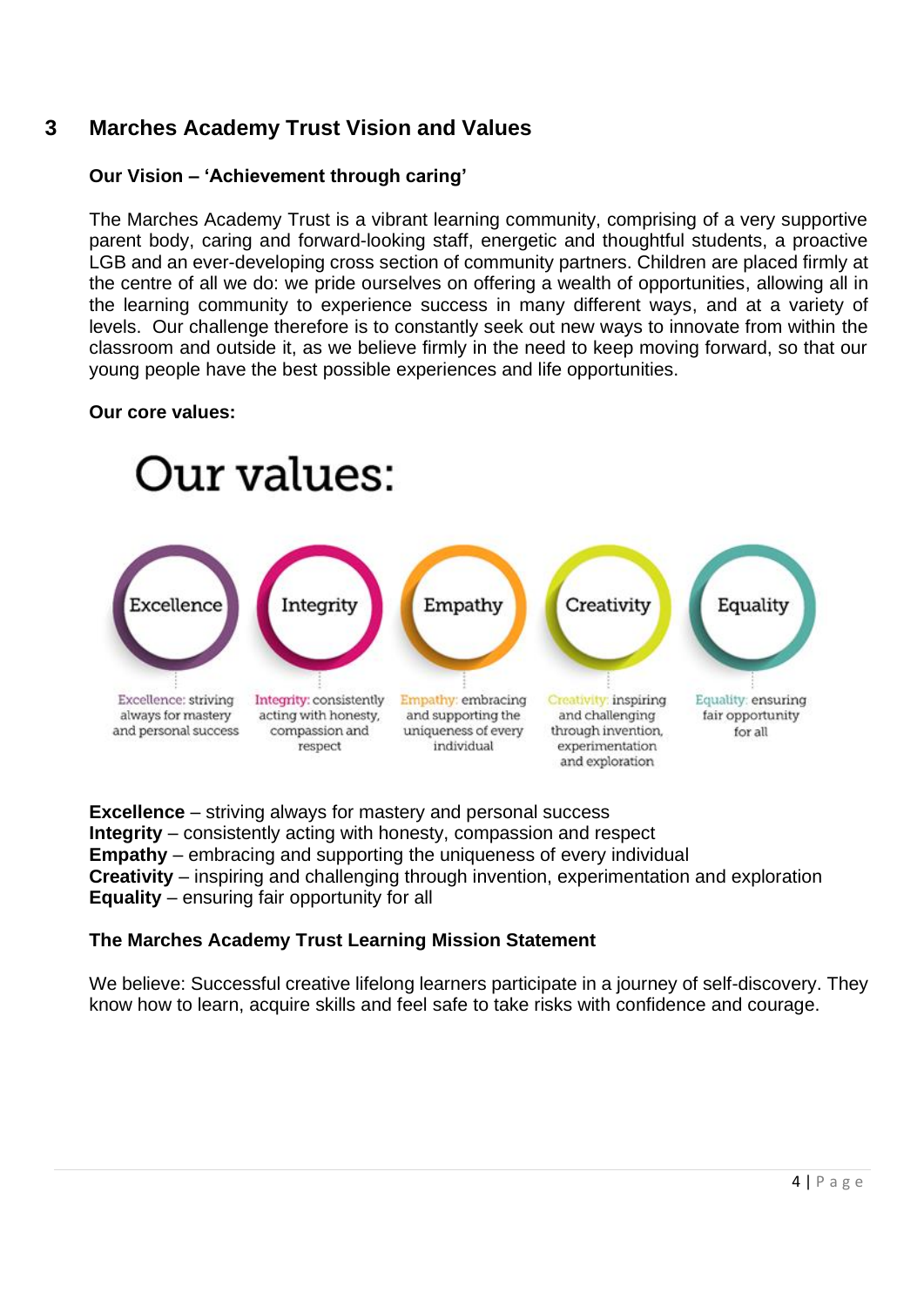## 3 Marches Academy Trust Vision and Values

**Our Vision – 'Achievement through caring'**

The Marches Academy Trust is a vibrant learning community, comprising of a very supportive parent body, caring and forward-looking staff, energetic and thoughtful students, a proactive LGB and an ever-developing cross section of community partners. Children are placed firmly at the centre of all we do: we pride ourselves on offering a wealth of opportunities, allowing all in the learning community to experience success in many different ways, and at a variety of levels. Our challenge therefore is to constantly seek out new ways to innovate from within the classroom and outside it, as we believe firmly in the need to keep moving forward, so that our young people have the best possible experiences and life opportunities.

**Our core values:**

Our values:

Excellence | Integrity | Empathy | Creativity | Equality

Excellence: striving always for mastery and personal success

Integrity: consistently acting with honesty, compassion and respect

Empathy: embracing and supporting the uniqueness of every individual

Creativity: inspiring and challenging through invention, experimentation and exploration

Equality: ensuring fair opportunity for all

**Excellence** – striving always for mastery and personal success
**Integrity** – consistently acting with honesty, compassion and respect
**Empathy** – embracing and supporting the uniqueness of every individual
**Creativity** – inspiring and challenging through invention, experimentation and exploration
**Equality** – ensuring fair opportunity for all

**The Marches Academy Trust Learning Mission Statement**

We believe: Successful creative lifelong learners participate in a journey of self-discovery. They know how to learn, acquire skills and feel safe to take risks with confidence and courage.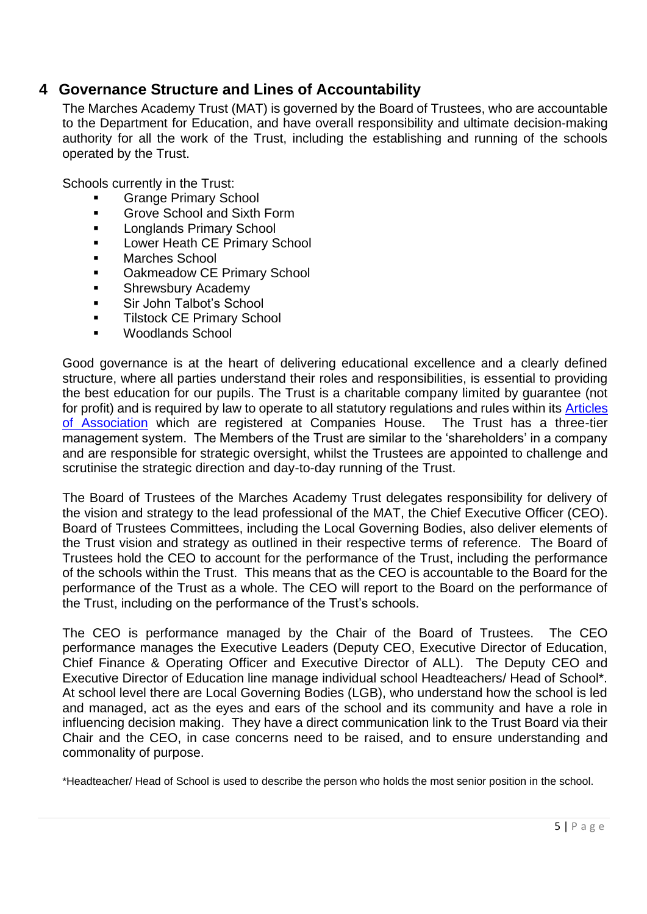## 4 Governance Structure and Lines of Accountability

The Marches Academy Trust (MAT) is governed by the Board of Trustees, who are accountable to the Department for Education, and have overall responsibility and ultimate decision-making authority for all the work of the Trust, including the establishing and running of the schools operated by the Trust.

Schools currently in the Trust:

- Grange Primary School
- Grove School and Sixth Form
- Longlands Primary School
- Lower Heath CE Primary School
- Marches School
- Oakmeadow CE Primary School
- Shrewsbury Academy
- Sir John Talbot's School
- Tilstock CE Primary School
- Woodlands School

Good governance is at the heart of delivering educational excellence and a clearly defined structure, where all parties understand their roles and responsibilities, is essential to providing the best education for our pupils. The Trust is a charitable company limited by guarantee (not for profit) and is required by law to operate to all statutory regulations and rules within its Articles of Association which are registered at Companies House. The Trust has a three-tier management system. The Members of the Trust are similar to the 'shareholders' in a company and are responsible for strategic oversight, whilst the Trustees are appointed to challenge and scrutinise the strategic direction and day-to-day running of the Trust.

The Board of Trustees of the Marches Academy Trust delegates responsibility for delivery of the vision and strategy to the lead professional of the MAT, the Chief Executive Officer (CEO). Board of Trustees Committees, including the Local Governing Bodies, also deliver elements of the Trust vision and strategy as outlined in their respective terms of reference. The Board of Trustees hold the CEO to account for the performance of the Trust, including the performance of the schools within the Trust. This means that as the CEO is accountable to the Board for the performance of the Trust as a whole. The CEO will report to the Board on the performance of the Trust, including on the performance of the Trust's schools.

The CEO is performance managed by the Chair of the Board of Trustees. The CEO performance manages the Executive Leaders (Deputy CEO, Executive Director of Education, Chief Finance & Operating Officer and Executive Director of ALL). The Deputy CEO and Executive Director of Education line manage individual school Headteachers/ Head of School*. At school level there are Local Governing Bodies (LGB), who understand how the school is led and managed, act as the eyes and ears of the school and its community and have a role in influencing decision making. They have a direct communication link to the Trust Board via their Chair and the CEO, in case concerns need to be raised, and to ensure understanding and commonality of purpose.

*Headteacher/ Head of School is used to describe the person who holds the most senior position in the school.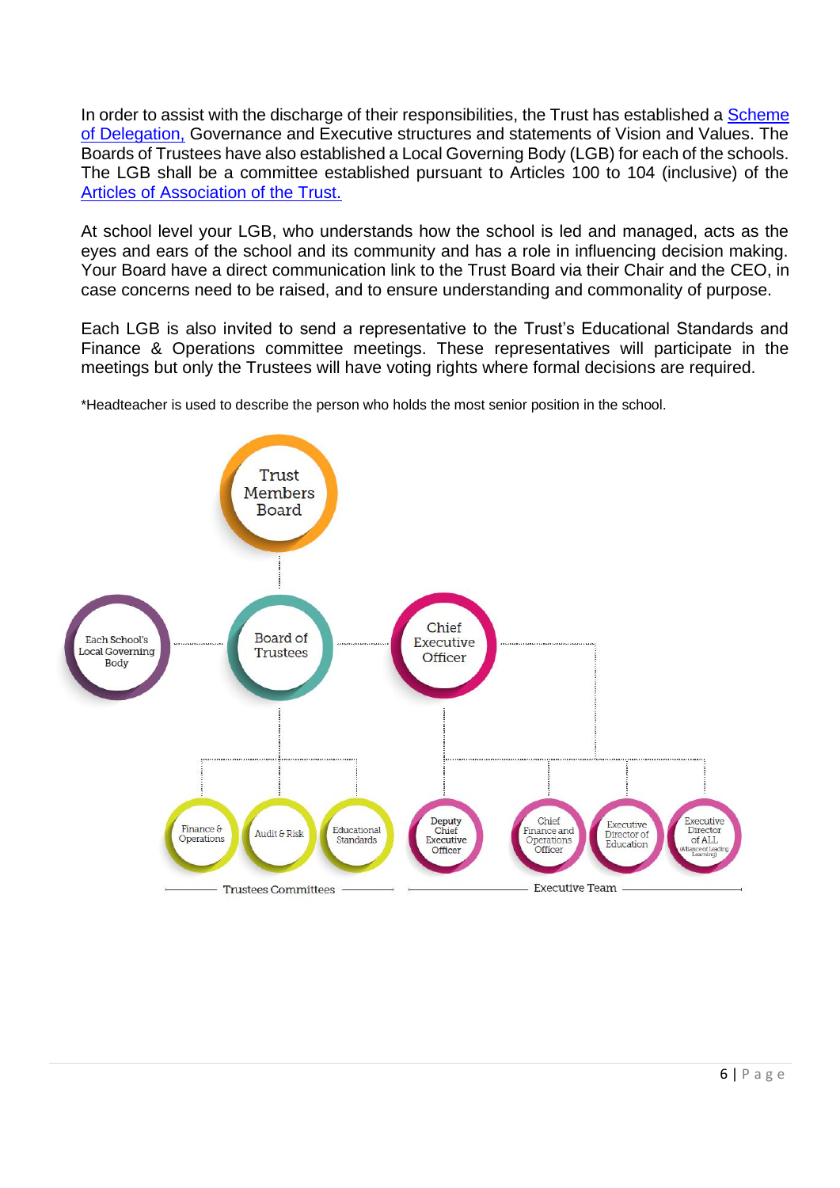In order to assist with the discharge of their responsibilities, the Trust has established a [Scheme of Delegation,](#) Governance and Executive structures and statements of Vision and Values. The Boards of Trustees have also established a Local Governing Body (LGB) for each of the schools. The LGB shall be a committee established pursuant to Articles 100 to 104 (inclusive) of the [Articles of Association of the Trust.](#)

At school level your LGB, who understands how the school is led and managed, acts as the eyes and ears of the school and its community and has a role in influencing decision making. Your Board have a direct communication link to the Trust Board via their Chair and the CEO, in case concerns need to be raised, and to ensure understanding and commonality of purpose.

Each LGB is also invited to send a representative to the Trust's Educational Standards and Finance & Operations committee meetings. These representatives will participate in the meetings but only the Trustees will have voting rights where formal decisions are required.

*Headteacher is used to describe the person who holds the most senior position in the school.

Trust Members Board

Each School's Local Governing Body

Board of Trustees

Chief Executive Officer

Finance & Operations

Audit & Risk

Educational Standards

Deputy Chief Executive Officer

Chief Finance and Operations Officer

Executive Director of Education

Executive Director of ALL (Alliance of Leading Learning)

Trustees Committees

Executive Team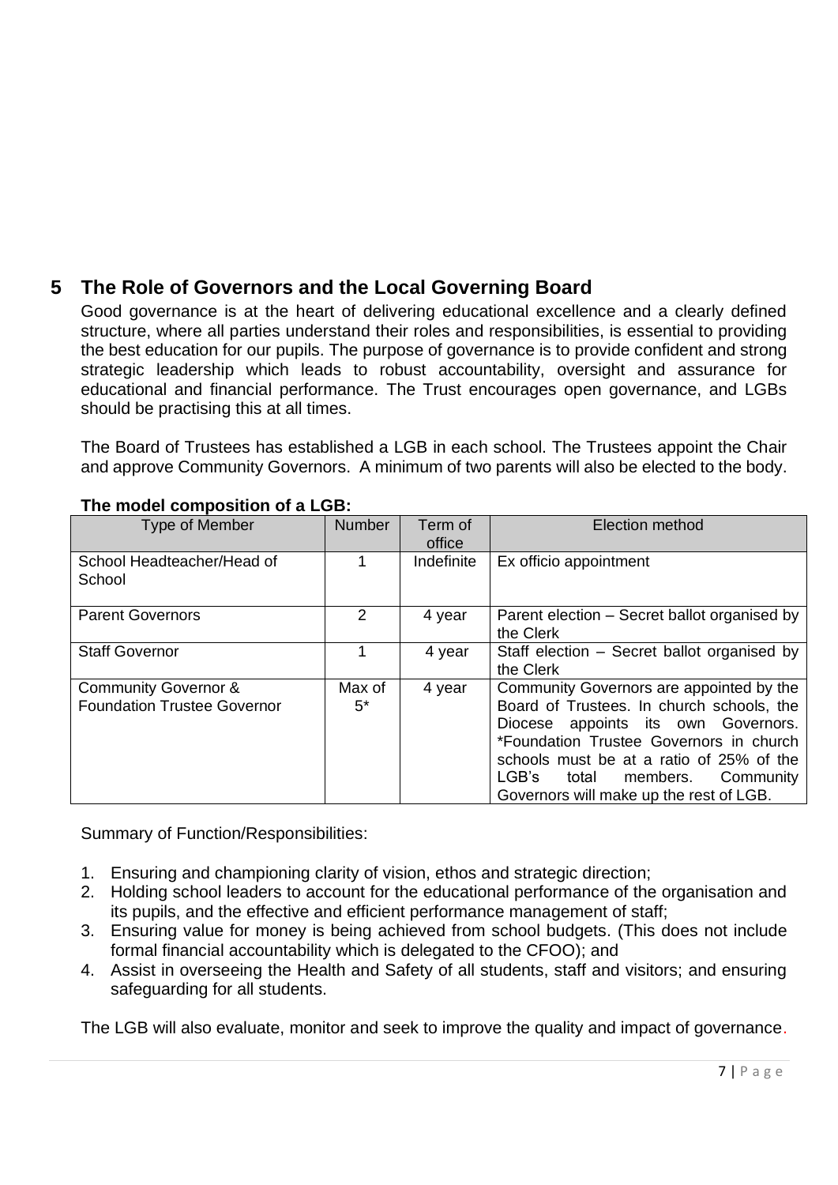## 5 The Role of Governors and the Local Governing Board

Good governance is at the heart of delivering educational excellence and a clearly defined structure, where all parties understand their roles and responsibilities, is essential to providing the best education for our pupils. The purpose of governance is to provide confident and strong strategic leadership which leads to robust accountability, oversight and assurance for educational and financial performance. The Trust encourages open governance, and LGBs should be practising this at all times.

The Board of Trustees has established a LGB in each school. The Trustees appoint the Chair and approve Community Governors. A minimum of two parents will also be elected to the body.

**The model composition of a LGB:**

| Type of Member | Number | Term of office | Election method |
|---|---|---|---|
| School Headteacher/Head of School | 1 | Indefinite | Ex officio appointment |
| Parent Governors | 2 | 4 year | Parent election – Secret ballot organised by the Clerk |
| Staff Governor | 1 | 4 year | Staff election – Secret ballot organised by the Clerk |
| Community Governor & Foundation Trustee Governor | Max of 5* | 4 year | Community Governors are appointed by the Board of Trustees. In church schools, the Diocese appoints its own Governors. *Foundation Trustee Governors in church schools must be at a ratio of 25% of the LGB's total members. Community Governors will make up the rest of LGB. |

Summary of Function/Responsibilities:

1. Ensuring and championing clarity of vision, ethos and strategic direction;
2. Holding school leaders to account for the educational performance of the organisation and its pupils, and the effective and efficient performance management of staff;
3. Ensuring value for money is being achieved from school budgets. (This does not include formal financial accountability which is delegated to the CFOO); and
4. Assist in overseeing the Health and Safety of all students, staff and visitors; and ensuring safeguarding for all students.

The LGB will also evaluate, monitor and seek to improve the quality and impact of governance.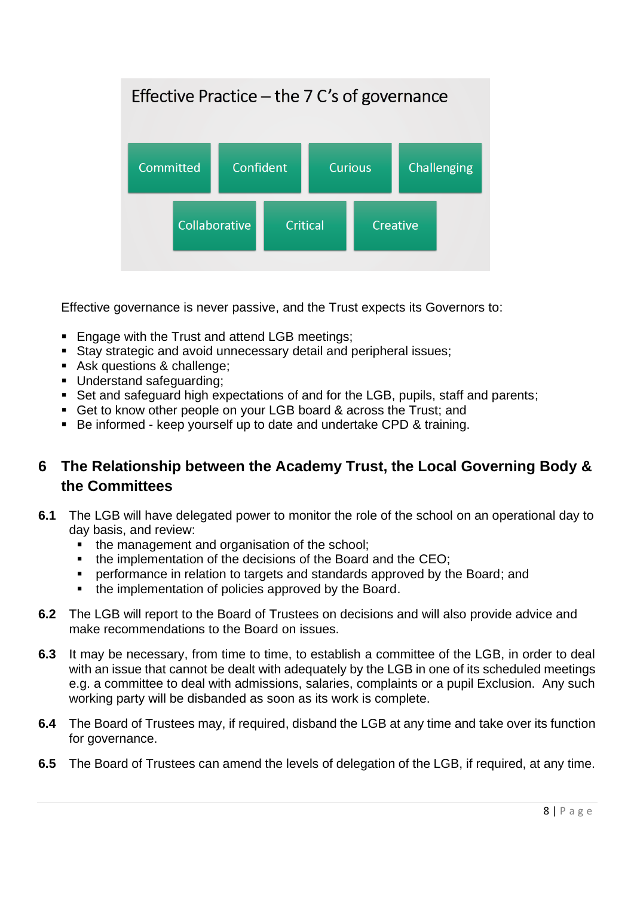Effective Practice – the 7 C's of governance

Committed | Confident | Curious | Challenging

Collaborative | Critical | Creative

Effective governance is never passive, and the Trust expects its Governors to:

- Engage with the Trust and attend LGB meetings;
- Stay strategic and avoid unnecessary detail and peripheral issues;
- Ask questions & challenge;
- Understand safeguarding;
- Set and safeguard high expectations of and for the LGB, pupils, staff and parents;
- Get to know other people on your LGB board & across the Trust; and
- Be informed - keep yourself up to date and undertake CPD & training.

## 6 The Relationship between the Academy Trust, the Local Governing Body & the Committees

**6.1** The LGB will have delegated power to monitor the role of the school on an operational day to day basis, and review:

- the management and organisation of the school;
- the implementation of the decisions of the Board and the CEO;
- performance in relation to targets and standards approved by the Board; and
- the implementation of policies approved by the Board.

**6.2** The LGB will report to the Board of Trustees on decisions and will also provide advice and make recommendations to the Board on issues.

**6.3** It may be necessary, from time to time, to establish a committee of the LGB, in order to deal with an issue that cannot be dealt with adequately by the LGB in one of its scheduled meetings e.g. a committee to deal with admissions, salaries, complaints or a pupil Exclusion. Any such working party will be disbanded as soon as its work is complete.

**6.4** The Board of Trustees may, if required, disband the LGB at any time and take over its function for governance.

**6.5** The Board of Trustees can amend the levels of delegation of the LGB, if required, at any time.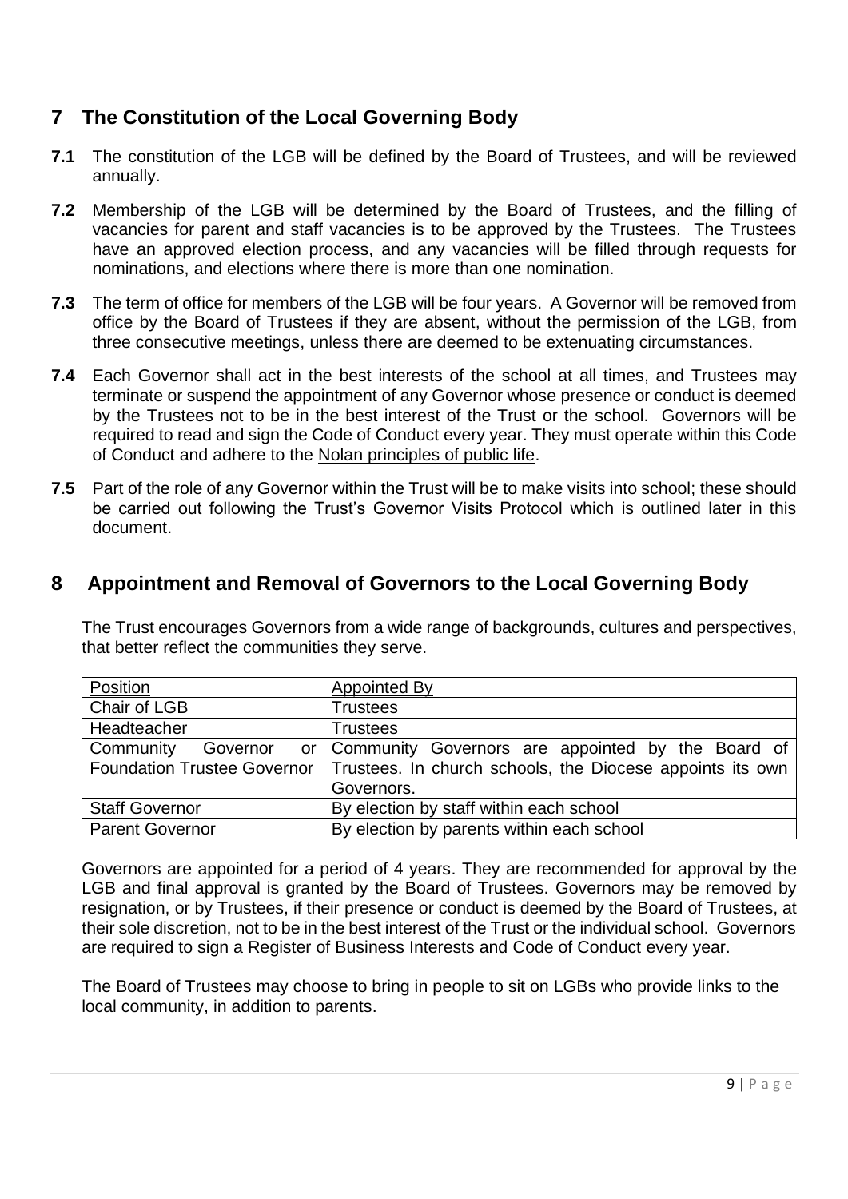## 7 The Constitution of the Local Governing Body

**7.1** The constitution of the LGB will be defined by the Board of Trustees, and will be reviewed annually.

**7.2** Membership of the LGB will be determined by the Board of Trustees, and the filling of vacancies for parent and staff vacancies is to be approved by the Trustees. The Trustees have an approved election process, and any vacancies will be filled through requests for nominations, and elections where there is more than one nomination.

**7.3** The term of office for members of the LGB will be four years. A Governor will be removed from office by the Board of Trustees if they are absent, without the permission of the LGB, from three consecutive meetings, unless there are deemed to be extenuating circumstances.

**7.4** Each Governor shall act in the best interests of the school at all times, and Trustees may terminate or suspend the appointment of any Governor whose presence or conduct is deemed by the Trustees not to be in the best interest of the Trust or the school. Governors will be required to read and sign the Code of Conduct every year. They must operate within this Code of Conduct and adhere to the Nolan principles of public life.

**7.5** Part of the role of any Governor within the Trust will be to make visits into school; these should be carried out following the Trust's Governor Visits Protocol which is outlined later in this document.

## 8 Appointment and Removal of Governors to the Local Governing Body

The Trust encourages Governors from a wide range of backgrounds, cultures and perspectives, that better reflect the communities they serve.

| Position | Appointed By |
|---|---|
| Chair of LGB | Trustees |
| Headteacher | Trustees |
| Community Governor or Foundation Trustee Governor | Community Governors are appointed by the Board of Trustees. In church schools, the Diocese appoints its own Governors. |
| Staff Governor | By election by staff within each school |
| Parent Governor | By election by parents within each school |

Governors are appointed for a period of 4 years. They are recommended for approval by the LGB and final approval is granted by the Board of Trustees. Governors may be removed by resignation, or by Trustees, if their presence or conduct is deemed by the Board of Trustees, at their sole discretion, not to be in the best interest of the Trust or the individual school. Governors are required to sign a Register of Business Interests and Code of Conduct every year.

The Board of Trustees may choose to bring in people to sit on LGBs who provide links to the local community, in addition to parents.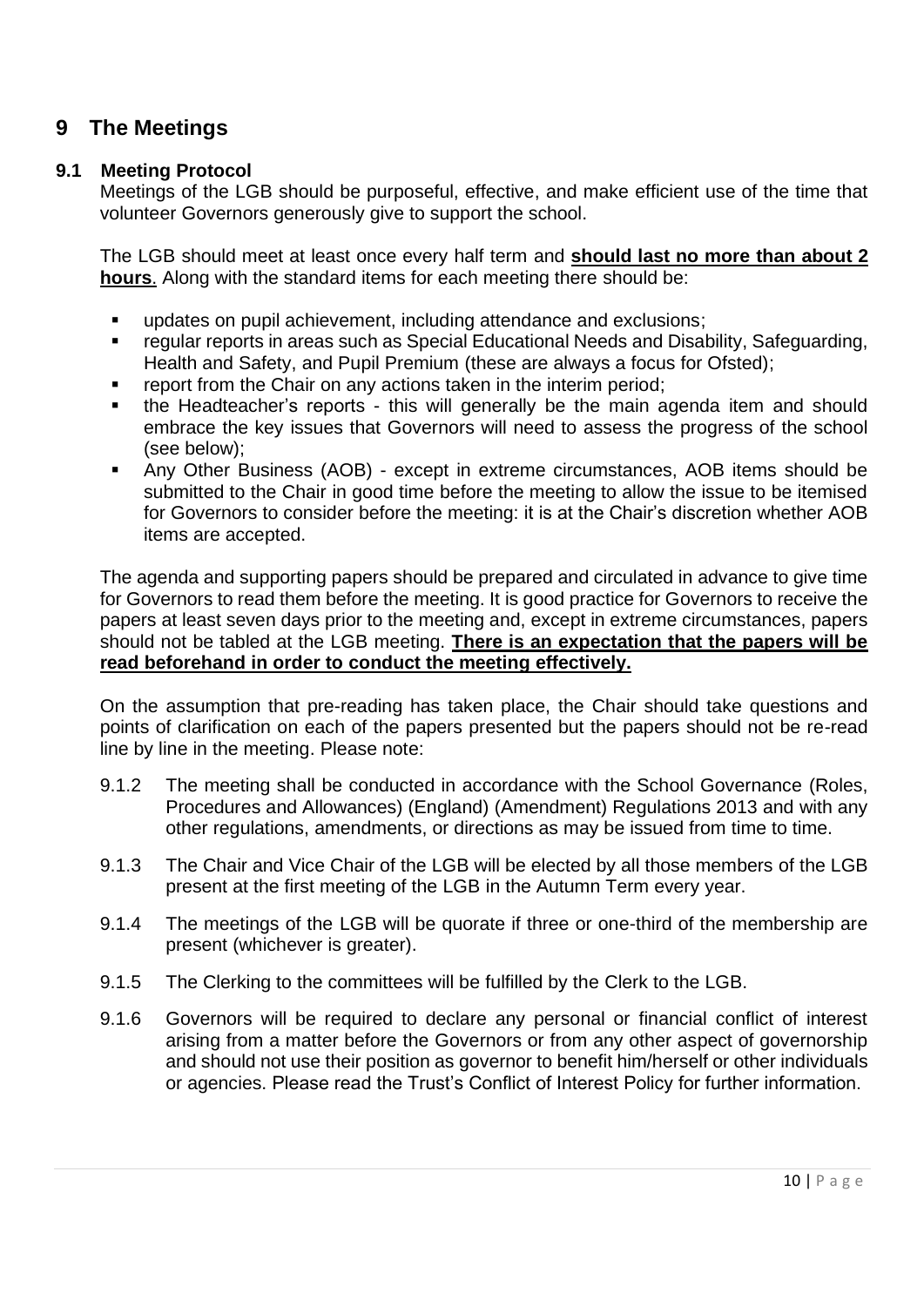# 9 The Meetings

## 9.1 Meeting Protocol

Meetings of the LGB should be purposeful, effective, and make efficient use of the time that volunteer Governors generously give to support the school.

The LGB should meet at least once every half term and **should last no more than about 2 hours**. Along with the standard items for each meeting there should be:

- updates on pupil achievement, including attendance and exclusions;
- regular reports in areas such as Special Educational Needs and Disability, Safeguarding, Health and Safety, and Pupil Premium (these are always a focus for Ofsted);
- report from the Chair on any actions taken in the interim period;
- the Headteacher's reports - this will generally be the main agenda item and should embrace the key issues that Governors will need to assess the progress of the school (see below);
- Any Other Business (AOB) - except in extreme circumstances, AOB items should be submitted to the Chair in good time before the meeting to allow the issue to be itemised for Governors to consider before the meeting: it is at the Chair's discretion whether AOB items are accepted.

The agenda and supporting papers should be prepared and circulated in advance to give time for Governors to read them before the meeting. It is good practice for Governors to receive the papers at least seven days prior to the meeting and, except in extreme circumstances, papers should not be tabled at the LGB meeting. **There is an expectation that the papers will be read beforehand in order to conduct the meeting effectively.**

On the assumption that pre-reading has taken place, the Chair should take questions and points of clarification on each of the papers presented but the papers should not be re-read line by line in the meeting. Please note:

9.1.2 The meeting shall be conducted in accordance with the School Governance (Roles, Procedures and Allowances) (England) (Amendment) Regulations 2013 and with any other regulations, amendments, or directions as may be issued from time to time.

9.1.3 The Chair and Vice Chair of the LGB will be elected by all those members of the LGB present at the first meeting of the LGB in the Autumn Term every year.

9.1.4 The meetings of the LGB will be quorate if three or one-third of the membership are present (whichever is greater).

9.1.5 The Clerking to the committees will be fulfilled by the Clerk to the LGB.

9.1.6 Governors will be required to declare any personal or financial conflict of interest arising from a matter before the Governors or from any other aspect of governorship and should not use their position as governor to benefit him/herself or other individuals or agencies. Please read the Trust's Conflict of Interest Policy for further information.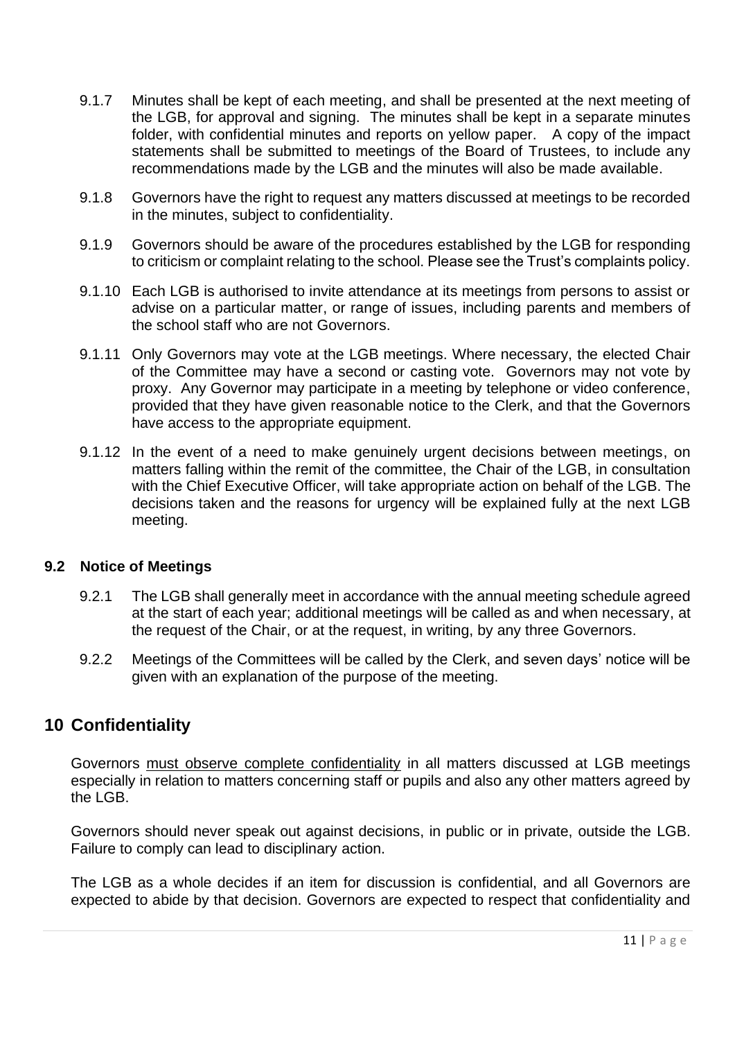9.1.7 Minutes shall be kept of each meeting, and shall be presented at the next meeting of the LGB, for approval and signing. The minutes shall be kept in a separate minutes folder, with confidential minutes and reports on yellow paper. A copy of the impact statements shall be submitted to meetings of the Board of Trustees, to include any recommendations made by the LGB and the minutes will also be made available.

9.1.8 Governors have the right to request any matters discussed at meetings to be recorded in the minutes, subject to confidentiality.

9.1.9 Governors should be aware of the procedures established by the LGB for responding to criticism or complaint relating to the school. Please see the Trust's complaints policy.

9.1.10 Each LGB is authorised to invite attendance at its meetings from persons to assist or advise on a particular matter, or range of issues, including parents and members of the school staff who are not Governors.

9.1.11 Only Governors may vote at the LGB meetings. Where necessary, the elected Chair of the Committee may have a second or casting vote. Governors may not vote by proxy. Any Governor may participate in a meeting by telephone or video conference, provided that they have given reasonable notice to the Clerk, and that the Governors have access to the appropriate equipment.

9.1.12 In the event of a need to make genuinely urgent decisions between meetings, on matters falling within the remit of the committee, the Chair of the LGB, in consultation with the Chief Executive Officer, will take appropriate action on behalf of the LGB. The decisions taken and the reasons for urgency will be explained fully at the next LGB meeting.

### 9.2 Notice of Meetings

9.2.1 The LGB shall generally meet in accordance with the annual meeting schedule agreed at the start of each year; additional meetings will be called as and when necessary, at the request of the Chair, or at the request, in writing, by any three Governors.

9.2.2 Meetings of the Committees will be called by the Clerk, and seven days' notice will be given with an explanation of the purpose of the meeting.

## 10 Confidentiality

Governors must observe complete confidentiality in all matters discussed at LGB meetings especially in relation to matters concerning staff or pupils and also any other matters agreed by the LGB.

Governors should never speak out against decisions, in public or in private, outside the LGB. Failure to comply can lead to disciplinary action.

The LGB as a whole decides if an item for discussion is confidential, and all Governors are expected to abide by that decision. Governors are expected to respect that confidentiality and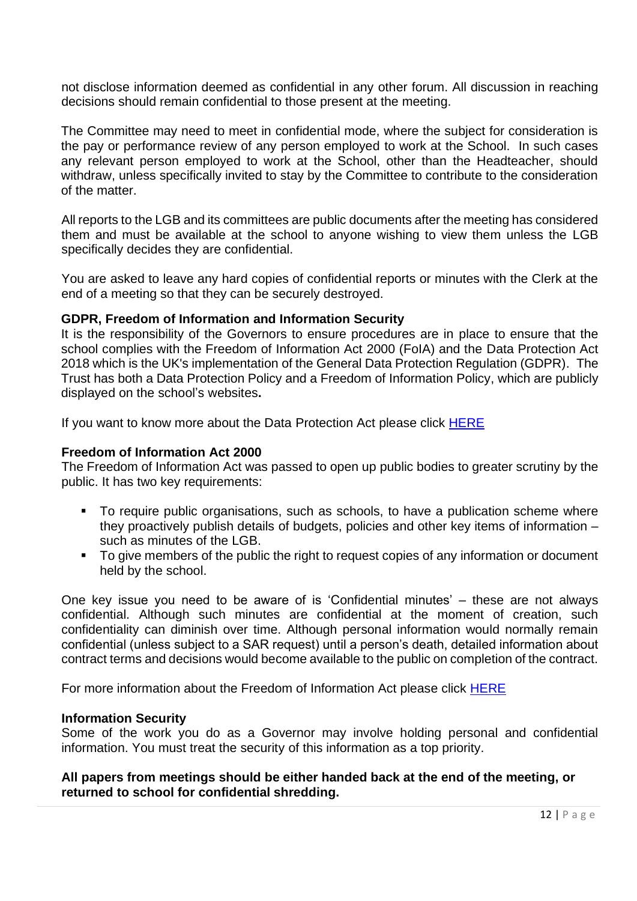not disclose information deemed as confidential in any other forum. All discussion in reaching decisions should remain confidential to those present at the meeting.

The Committee may need to meet in confidential mode, where the subject for consideration is the pay or performance review of any person employed to work at the School. In such cases any relevant person employed to work at the School, other than the Headteacher, should withdraw, unless specifically invited to stay by the Committee to contribute to the consideration of the matter.

All reports to the LGB and its committees are public documents after the meeting has considered them and must be available at the school to anyone wishing to view them unless the LGB specifically decides they are confidential.

You are asked to leave any hard copies of confidential reports or minutes with the Clerk at the end of a meeting so that they can be securely destroyed.

**GDPR, Freedom of Information and Information Security**

It is the responsibility of the Governors to ensure procedures are in place to ensure that the school complies with the Freedom of Information Act 2000 (FoIA) and the Data Protection Act 2018 which is the UK's implementation of the General Data Protection Regulation (GDPR). The Trust has both a Data Protection Policy and a Freedom of Information Policy, which are publicly displayed on the school's websites**.**

If you want to know more about the Data Protection Act please click HERE

**Freedom of Information Act 2000**

The Freedom of Information Act was passed to open up public bodies to greater scrutiny by the public. It has two key requirements:

- To require public organisations, such as schools, to have a publication scheme where they proactively publish details of budgets, policies and other key items of information – such as minutes of the LGB.
- To give members of the public the right to request copies of any information or document held by the school.

One key issue you need to be aware of is 'Confidential minutes' – these are not always confidential. Although such minutes are confidential at the moment of creation, such confidentiality can diminish over time. Although personal information would normally remain confidential (unless subject to a SAR request) until a person's death, detailed information about contract terms and decisions would become available to the public on completion of the contract.

For more information about the Freedom of Information Act please click HERE

**Information Security**

Some of the work you do as a Governor may involve holding personal and confidential information. You must treat the security of this information as a top priority.

**All papers from meetings should be either handed back at the end of the meeting, or returned to school for confidential shredding.**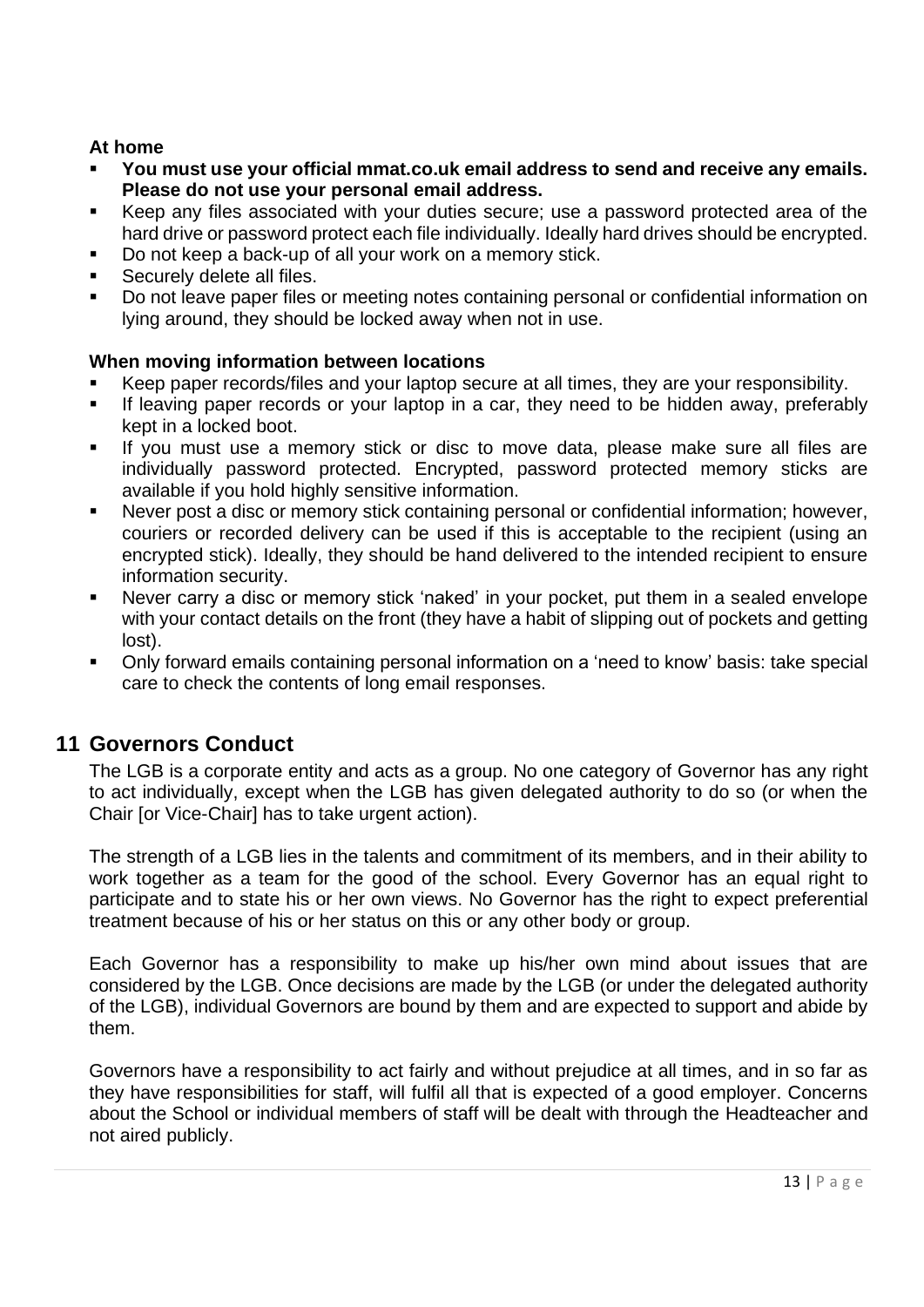**At home**

- **You must use your official mmat.co.uk email address to send and receive any emails. Please do not use your personal email address.**
- Keep any files associated with your duties secure; use a password protected area of the hard drive or password protect each file individually. Ideally hard drives should be encrypted.
- Do not keep a back-up of all your work on a memory stick.
- Securely delete all files.
- Do not leave paper files or meeting notes containing personal or confidential information on lying around, they should be locked away when not in use.

**When moving information between locations**

- Keep paper records/files and your laptop secure at all times, they are your responsibility.
- If leaving paper records or your laptop in a car, they need to be hidden away, preferably kept in a locked boot.
- If you must use a memory stick or disc to move data, please make sure all files are individually password protected. Encrypted, password protected memory sticks are available if you hold highly sensitive information.
- Never post a disc or memory stick containing personal or confidential information; however, couriers or recorded delivery can be used if this is acceptable to the recipient (using an encrypted stick). Ideally, they should be hand delivered to the intended recipient to ensure information security.
- Never carry a disc or memory stick 'naked' in your pocket, put them in a sealed envelope with your contact details on the front (they have a habit of slipping out of pockets and getting lost).
- Only forward emails containing personal information on a 'need to know' basis: take special care to check the contents of long email responses.

## 11 Governors Conduct

The LGB is a corporate entity and acts as a group. No one category of Governor has any right to act individually, except when the LGB has given delegated authority to do so (or when the Chair [or Vice-Chair] has to take urgent action).

The strength of a LGB lies in the talents and commitment of its members, and in their ability to work together as a team for the good of the school. Every Governor has an equal right to participate and to state his or her own views. No Governor has the right to expect preferential treatment because of his or her status on this or any other body or group.

Each Governor has a responsibility to make up his/her own mind about issues that are considered by the LGB. Once decisions are made by the LGB (or under the delegated authority of the LGB), individual Governors are bound by them and are expected to support and abide by them.

Governors have a responsibility to act fairly and without prejudice at all times, and in so far as they have responsibilities for staff, will fulfil all that is expected of a good employer. Concerns about the School or individual members of staff will be dealt with through the Headteacher and not aired publicly.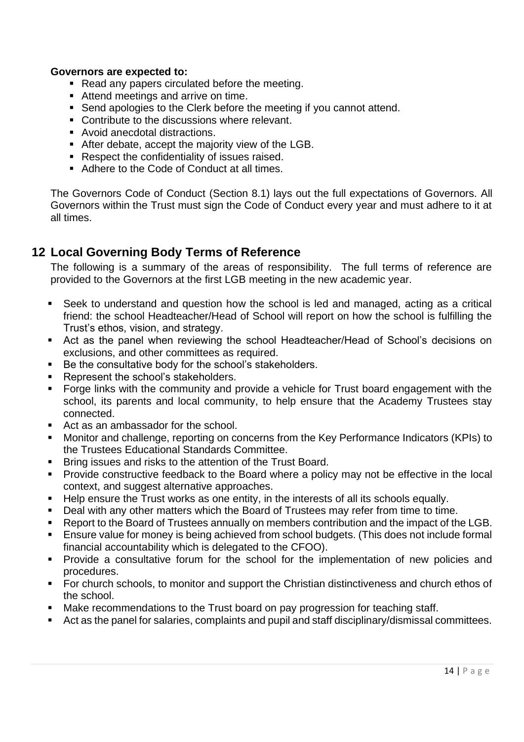**Governors are expected to:**

- Read any papers circulated before the meeting.
- Attend meetings and arrive on time.
- Send apologies to the Clerk before the meeting if you cannot attend.
- Contribute to the discussions where relevant.
- Avoid anecdotal distractions.
- After debate, accept the majority view of the LGB.
- Respect the confidentiality of issues raised.
- Adhere to the Code of Conduct at all times.

The Governors Code of Conduct (Section 8.1) lays out the full expectations of Governors. All Governors within the Trust must sign the Code of Conduct every year and must adhere to it at all times.

## 12 Local Governing Body Terms of Reference

The following is a summary of the areas of responsibility. The full terms of reference are provided to the Governors at the first LGB meeting in the new academic year.

- Seek to understand and question how the school is led and managed, acting as a critical friend: the school Headteacher/Head of School will report on how the school is fulfilling the Trust's ethos, vision, and strategy.
- Act as the panel when reviewing the school Headteacher/Head of School's decisions on exclusions, and other committees as required.
- Be the consultative body for the school's stakeholders.
- Represent the school's stakeholders.
- Forge links with the community and provide a vehicle for Trust board engagement with the school, its parents and local community, to help ensure that the Academy Trustees stay connected.
- Act as an ambassador for the school.
- Monitor and challenge, reporting on concerns from the Key Performance Indicators (KPIs) to the Trustees Educational Standards Committee.
- Bring issues and risks to the attention of the Trust Board.
- Provide constructive feedback to the Board where a policy may not be effective in the local context, and suggest alternative approaches.
- Help ensure the Trust works as one entity, in the interests of all its schools equally.
- Deal with any other matters which the Board of Trustees may refer from time to time.
- Report to the Board of Trustees annually on members contribution and the impact of the LGB.
- Ensure value for money is being achieved from school budgets. (This does not include formal financial accountability which is delegated to the CFOO).
- Provide a consultative forum for the school for the implementation of new policies and procedures.
- For church schools, to monitor and support the Christian distinctiveness and church ethos of the school.
- Make recommendations to the Trust board on pay progression for teaching staff.
- Act as the panel for salaries, complaints and pupil and staff disciplinary/dismissal committees.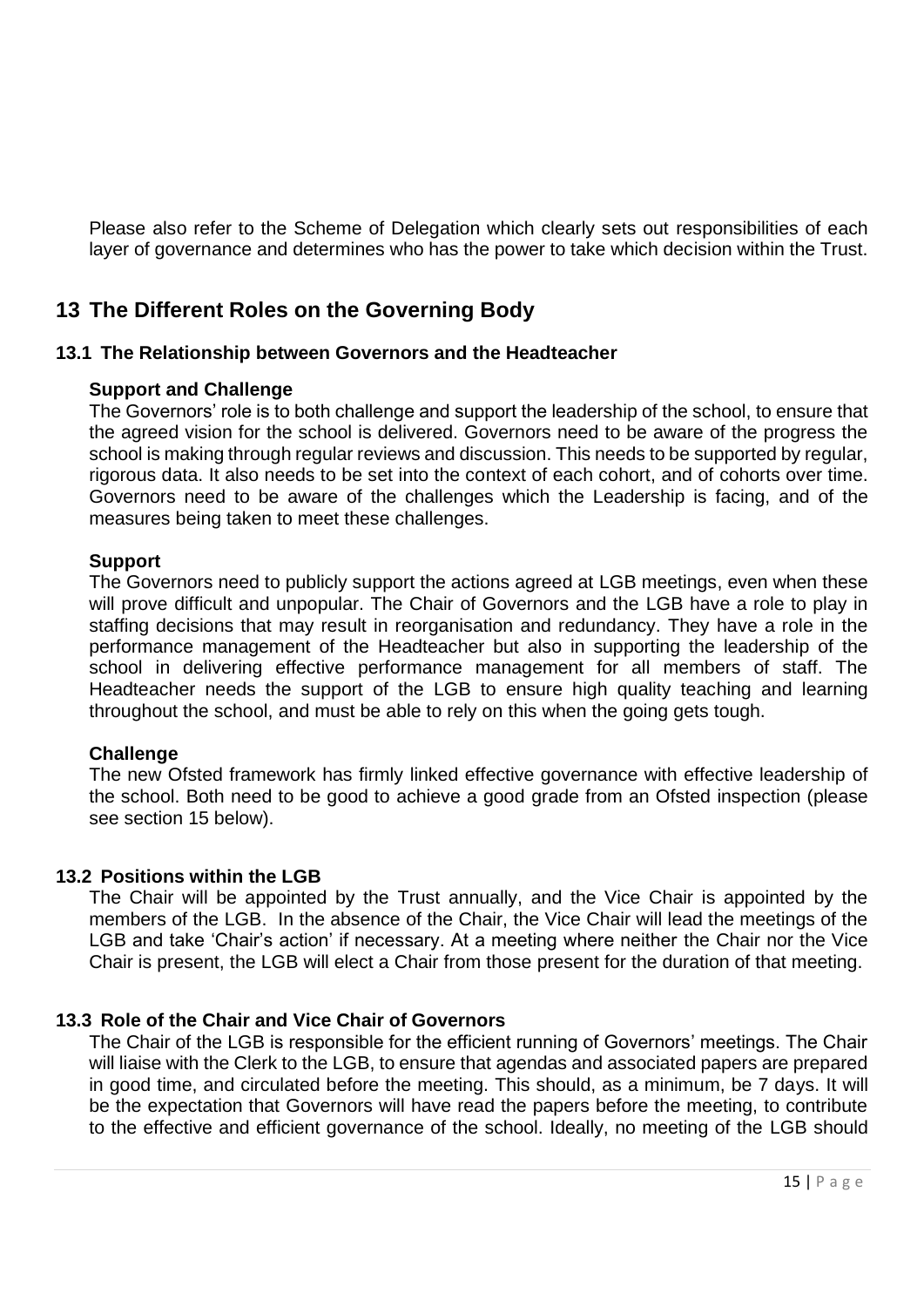Please also refer to the Scheme of Delegation which clearly sets out responsibilities of each layer of governance and determines who has the power to take which decision within the Trust.

## 13 The Different Roles on the Governing Body

### 13.1 The Relationship between Governors and the Headteacher

**Support and Challenge**

The Governors' role is to both challenge and support the leadership of the school, to ensure that the agreed vision for the school is delivered. Governors need to be aware of the progress the school is making through regular reviews and discussion. This needs to be supported by regular, rigorous data. It also needs to be set into the context of each cohort, and of cohorts over time. Governors need to be aware of the challenges which the Leadership is facing, and of the measures being taken to meet these challenges.

**Support**

The Governors need to publicly support the actions agreed at LGB meetings, even when these will prove difficult and unpopular. The Chair of Governors and the LGB have a role to play in staffing decisions that may result in reorganisation and redundancy. They have a role in the performance management of the Headteacher but also in supporting the leadership of the school in delivering effective performance management for all members of staff. The Headteacher needs the support of the LGB to ensure high quality teaching and learning throughout the school, and must be able to rely on this when the going gets tough.

**Challenge**

The new Ofsted framework has firmly linked effective governance with effective leadership of the school. Both need to be good to achieve a good grade from an Ofsted inspection (please see section 15 below).

### 13.2 Positions within the LGB

The Chair will be appointed by the Trust annually, and the Vice Chair is appointed by the members of the LGB. In the absence of the Chair, the Vice Chair will lead the meetings of the LGB and take 'Chair's action' if necessary. At a meeting where neither the Chair nor the Vice Chair is present, the LGB will elect a Chair from those present for the duration of that meeting.

### 13.3 Role of the Chair and Vice Chair of Governors

The Chair of the LGB is responsible for the efficient running of Governors' meetings. The Chair will liaise with the Clerk to the LGB, to ensure that agendas and associated papers are prepared in good time, and circulated before the meeting. This should, as a minimum, be 7 days. It will be the expectation that Governors will have read the papers before the meeting, to contribute to the effective and efficient governance of the school. Ideally, no meeting of the LGB should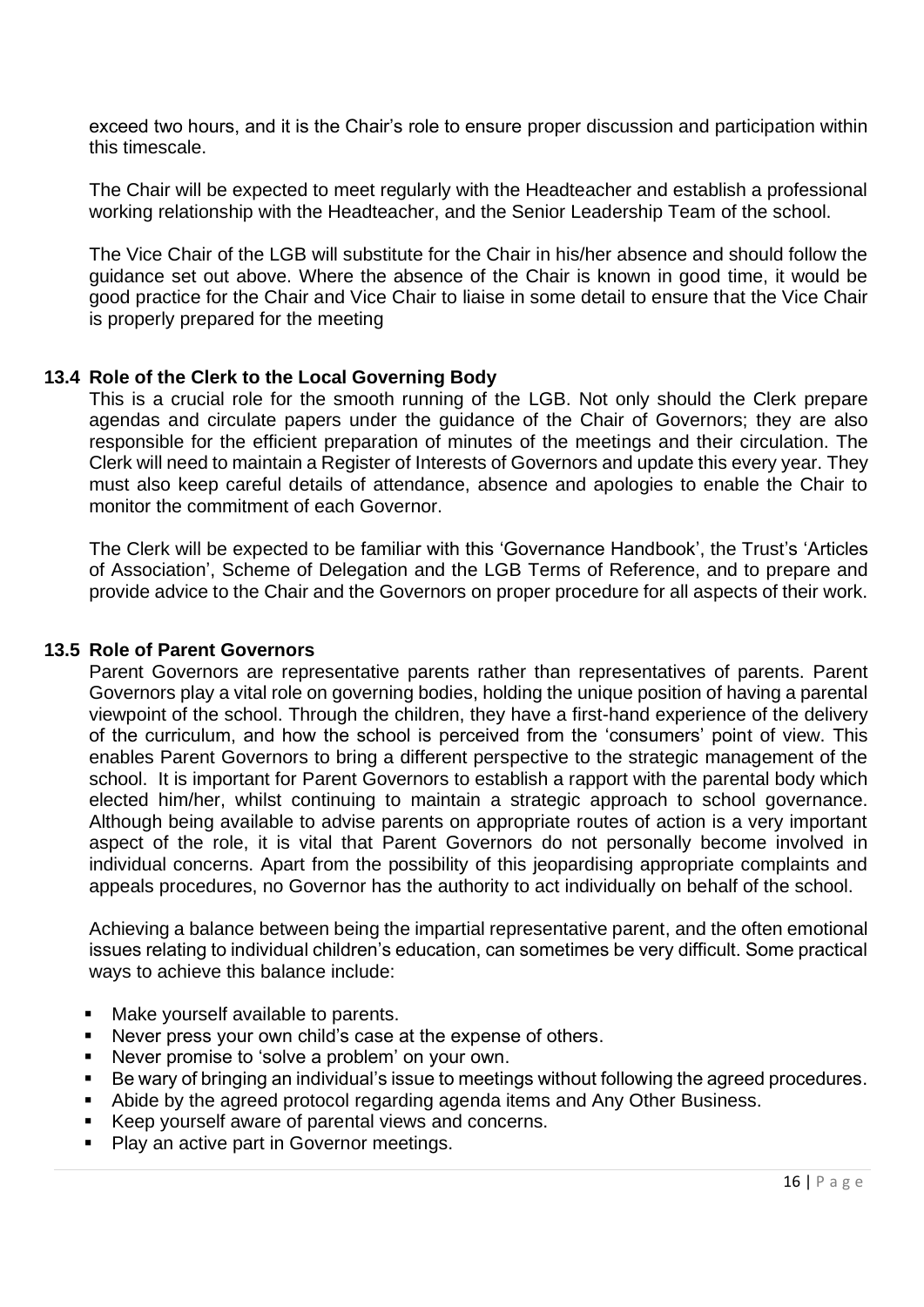exceed two hours, and it is the Chair's role to ensure proper discussion and participation within this timescale.

The Chair will be expected to meet regularly with the Headteacher and establish a professional working relationship with the Headteacher, and the Senior Leadership Team of the school.

The Vice Chair of the LGB will substitute for the Chair in his/her absence and should follow the guidance set out above. Where the absence of the Chair is known in good time, it would be good practice for the Chair and Vice Chair to liaise in some detail to ensure that the Vice Chair is properly prepared for the meeting

### 13.4 Role of the Clerk to the Local Governing Body

This is a crucial role for the smooth running of the LGB. Not only should the Clerk prepare agendas and circulate papers under the guidance of the Chair of Governors; they are also responsible for the efficient preparation of minutes of the meetings and their circulation. The Clerk will need to maintain a Register of Interests of Governors and update this every year. They must also keep careful details of attendance, absence and apologies to enable the Chair to monitor the commitment of each Governor.

The Clerk will be expected to be familiar with this 'Governance Handbook', the Trust's 'Articles of Association', Scheme of Delegation and the LGB Terms of Reference, and to prepare and provide advice to the Chair and the Governors on proper procedure for all aspects of their work.

### 13.5 Role of Parent Governors

Parent Governors are representative parents rather than representatives of parents. Parent Governors play a vital role on governing bodies, holding the unique position of having a parental viewpoint of the school. Through the children, they have a first-hand experience of the delivery of the curriculum, and how the school is perceived from the 'consumers' point of view. This enables Parent Governors to bring a different perspective to the strategic management of the school. It is important for Parent Governors to establish a rapport with the parental body which elected him/her, whilst continuing to maintain a strategic approach to school governance. Although being available to advise parents on appropriate routes of action is a very important aspect of the role, it is vital that Parent Governors do not personally become involved in individual concerns. Apart from the possibility of this jeopardising appropriate complaints and appeals procedures, no Governor has the authority to act individually on behalf of the school.

Achieving a balance between being the impartial representative parent, and the often emotional issues relating to individual children's education, can sometimes be very difficult. Some practical ways to achieve this balance include:

- Make yourself available to parents.
- Never press your own child's case at the expense of others.
- Never promise to 'solve a problem' on your own.
- Be wary of bringing an individual's issue to meetings without following the agreed procedures.
- Abide by the agreed protocol regarding agenda items and Any Other Business.
- Keep yourself aware of parental views and concerns.
- Play an active part in Governor meetings.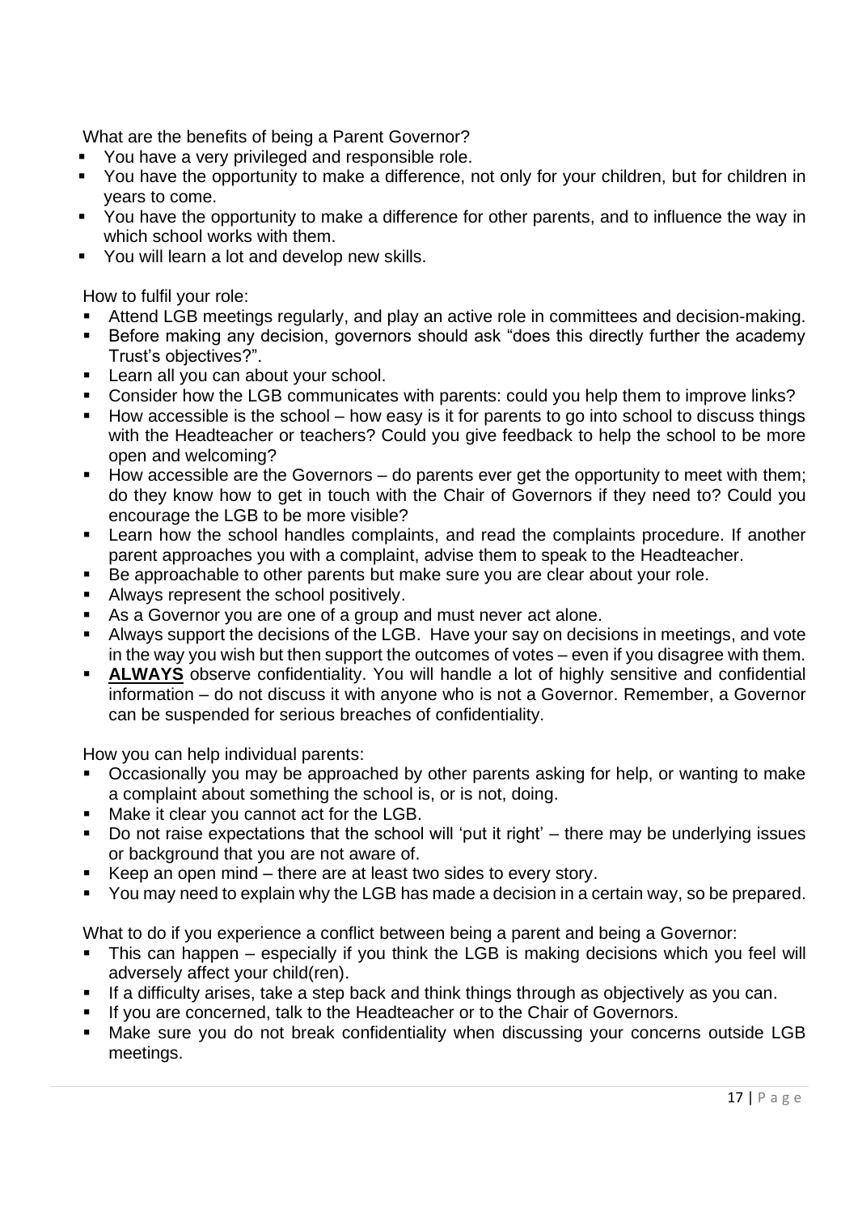What are the benefits of being a Parent Governor?

- You have a very privileged and responsible role.
- You have the opportunity to make a difference, not only for your children, but for children in years to come.
- You have the opportunity to make a difference for other parents, and to influence the way in which school works with them.
- You will learn a lot and develop new skills.

How to fulfil your role:

- Attend LGB meetings regularly, and play an active role in committees and decision-making.
- Before making any decision, governors should ask "does this directly further the academy Trust's objectives?".
- Learn all you can about your school.
- Consider how the LGB communicates with parents: could you help them to improve links?
- How accessible is the school – how easy is it for parents to go into school to discuss things with the Headteacher or teachers? Could you give feedback to help the school to be more open and welcoming?
- How accessible are the Governors – do parents ever get the opportunity to meet with them; do they know how to get in touch with the Chair of Governors if they need to? Could you encourage the LGB to be more visible?
- Learn how the school handles complaints, and read the complaints procedure. If another parent approaches you with a complaint, advise them to speak to the Headteacher.
- Be approachable to other parents but make sure you are clear about your role.
- Always represent the school positively.
- As a Governor you are one of a group and must never act alone.
- Always support the decisions of the LGB. Have your say on decisions in meetings, and vote in the way you wish but then support the outcomes of votes – even if you disagree with them.
- **ALWAYS** observe confidentiality. You will handle a lot of highly sensitive and confidential information – do not discuss it with anyone who is not a Governor. Remember, a Governor can be suspended for serious breaches of confidentiality.

How you can help individual parents:

- Occasionally you may be approached by other parents asking for help, or wanting to make a complaint about something the school is, or is not, doing.
- Make it clear you cannot act for the LGB.
- Do not raise expectations that the school will 'put it right' – there may be underlying issues or background that you are not aware of.
- Keep an open mind – there are at least two sides to every story.
- You may need to explain why the LGB has made a decision in a certain way, so be prepared.

What to do if you experience a conflict between being a parent and being a Governor:

- This can happen – especially if you think the LGB is making decisions which you feel will adversely affect your child(ren).
- If a difficulty arises, take a step back and think things through as objectively as you can.
- If you are concerned, talk to the Headteacher or to the Chair of Governors.
- Make sure you do not break confidentiality when discussing your concerns outside LGB meetings.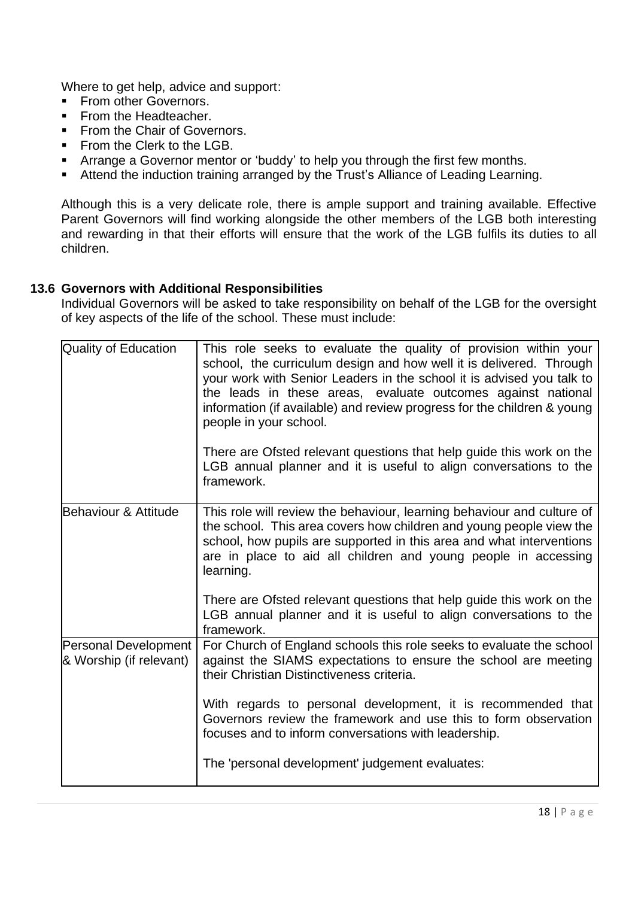Where to get help, advice and support:

- From other Governors.
- From the Headteacher.
- From the Chair of Governors.
- From the Clerk to the LGB.
- Arrange a Governor mentor or 'buddy' to help you through the first few months.
- Attend the induction training arranged by the Trust's Alliance of Leading Learning.

Although this is a very delicate role, there is ample support and training available. Effective Parent Governors will find working alongside the other members of the LGB both interesting and rewarding in that their efforts will ensure that the work of the LGB fulfils its duties to all children.

### 13.6 Governors with Additional Responsibilities

Individual Governors will be asked to take responsibility on behalf of the LGB for the oversight of key aspects of the life of the school. These must include:

| | |
|---|---|
| Quality of Education | This role seeks to evaluate the quality of provision within your school, the curriculum design and how well it is delivered. Through your work with Senior Leaders in the school it is advised you talk to the leads in these areas, evaluate outcomes against national information (if available) and review progress for the children & young people in your school.<br><br>There are Ofsted relevant questions that help guide this work on the LGB annual planner and it is useful to align conversations to the framework. |
| Behaviour & Attitude | This role will review the behaviour, learning behaviour and culture of the school. This area covers how children and young people view the school, how pupils are supported in this area and what interventions are in place to aid all children and young people in accessing learning.<br><br>There are Ofsted relevant questions that help guide this work on the LGB annual planner and it is useful to align conversations to the framework. |
| Personal Development & Worship (if relevant) | For Church of England schools this role seeks to evaluate the school against the SIAMS expectations to ensure the school are meeting their Christian Distinctiveness criteria.<br><br>With regards to personal development, it is recommended that Governors review the framework and use this to form observation focuses and to inform conversations with leadership.<br><br>The 'personal development' judgement evaluates: |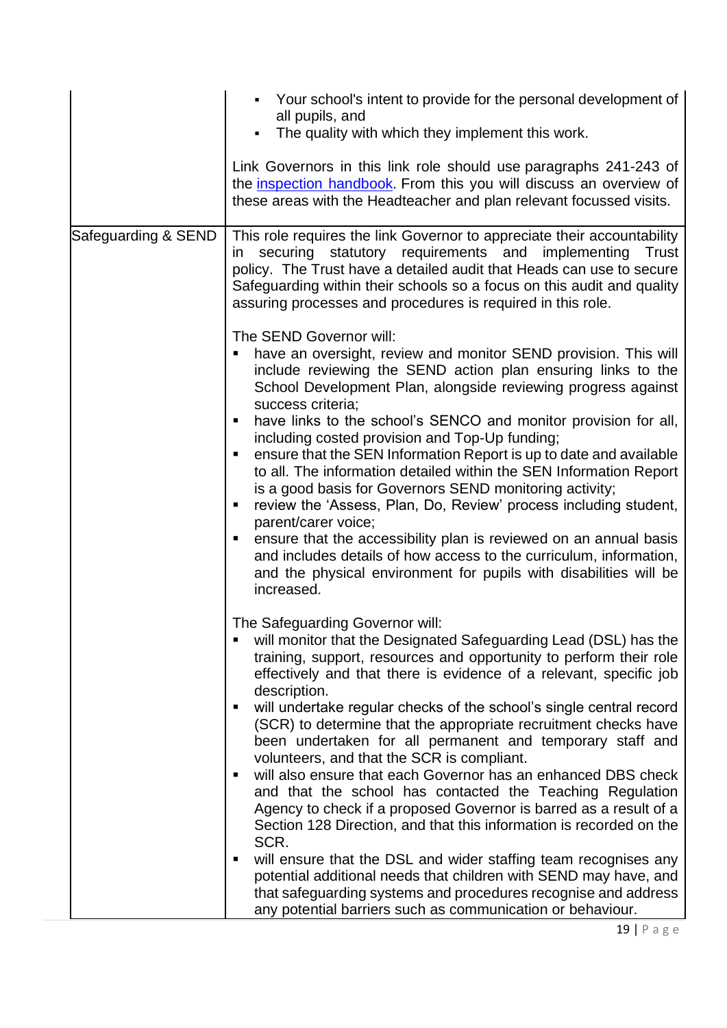| | |
|---|---|
| | ▪ Your school's intent to provide for the personal development of all pupils, and<br>▪ The quality with which they implement this work.<br><br>Link Governors in this link role should use paragraphs 241-243 of the [inspection handbook](). From this you will discuss an overview of these areas with the Headteacher and plan relevant focussed visits. |
| Safeguarding & SEND | This role requires the link Governor to appreciate their accountability in securing statutory requirements and implementing Trust policy. The Trust have a detailed audit that Heads can use to secure Safeguarding within their schools so a focus on this audit and quality assuring processes and procedures is required in this role.<br><br>The SEND Governor will:<br>▪ have an oversight, review and monitor SEND provision. This will include reviewing the SEND action plan ensuring links to the School Development Plan, alongside reviewing progress against success criteria;<br>▪ have links to the school's SENCO and monitor provision for all, including costed provision and Top-Up funding;<br>▪ ensure that the SEN Information Report is up to date and available to all. The information detailed within the SEN Information Report is a good basis for Governors SEND monitoring activity;<br>▪ review the 'Assess, Plan, Do, Review' process including student, parent/carer voice;<br>▪ ensure that the accessibility plan is reviewed on an annual basis and includes details of how access to the curriculum, information, and the physical environment for pupils with disabilities will be increased.<br><br>The Safeguarding Governor will:<br>▪ will monitor that the Designated Safeguarding Lead (DSL) has the training, support, resources and opportunity to perform their role effectively and that there is evidence of a relevant, specific job description.<br>▪ will undertake regular checks of the school's single central record (SCR) to determine that the appropriate recruitment checks have been undertaken for all permanent and temporary staff and volunteers, and that the SCR is compliant.<br>▪ will also ensure that each Governor has an enhanced DBS check and that the school has contacted the Teaching Regulation Agency to check if a proposed Governor is barred as a result of a Section 128 Direction, and that this information is recorded on the SCR.<br>▪ will ensure that the DSL and wider staffing team recognises any potential additional needs that children with SEND may have, and that safeguarding systems and procedures recognise and address any potential barriers such as communication or behaviour. |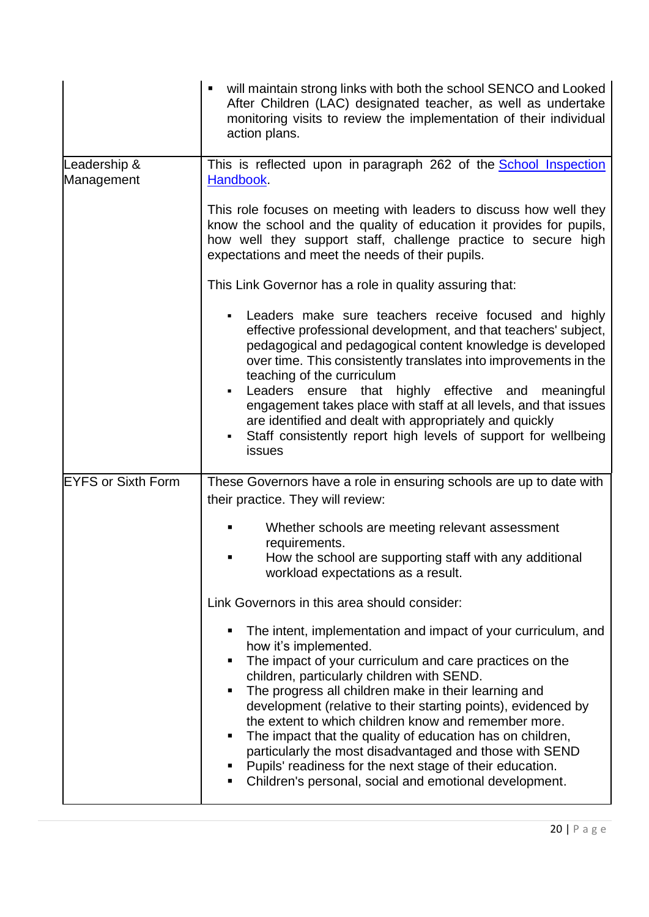| | |
|---|---|
| | ▪ will maintain strong links with both the school SENCO and Looked After Children (LAC) designated teacher, as well as undertake monitoring visits to review the implementation of their individual action plans. |
| Leadership & Management | This is reflected upon in paragraph 262 of the [School Inspection Handbook](). <br><br> This role focuses on meeting with leaders to discuss how well they know the school and the quality of education it provides for pupils, how well they support staff, challenge practice to secure high expectations and meet the needs of their pupils. <br><br> This Link Governor has a role in quality assuring that: <br><br> ▪ Leaders make sure teachers receive focused and highly effective professional development, and that teachers' subject, pedagogical and pedagogical content knowledge is developed over time. This consistently translates into improvements in the teaching of the curriculum <br> ▪ Leaders ensure that highly effective and meaningful engagement takes place with staff at all levels, and that issues are identified and dealt with appropriately and quickly <br> ▪ Staff consistently report high levels of support for wellbeing issues |
| EYFS or Sixth Form | These Governors have a role in ensuring schools are up to date with their practice. They will review: <br><br> ▪ Whether schools are meeting relevant assessment requirements. <br> ▪ How the school are supporting staff with any additional workload expectations as a result. <br><br> Link Governors in this area should consider: <br><br> ▪ The intent, implementation and impact of your curriculum, and how it's implemented. <br> ▪ The impact of your curriculum and care practices on the children, particularly children with SEND. <br> ▪ The progress all children make in their learning and development (relative to their starting points), evidenced by the extent to which children know and remember more. <br> ▪ The impact that the quality of education has on children, particularly the most disadvantaged and those with SEND <br> ▪ Pupils' readiness for the next stage of their education. <br> ▪ Children's personal, social and emotional development. |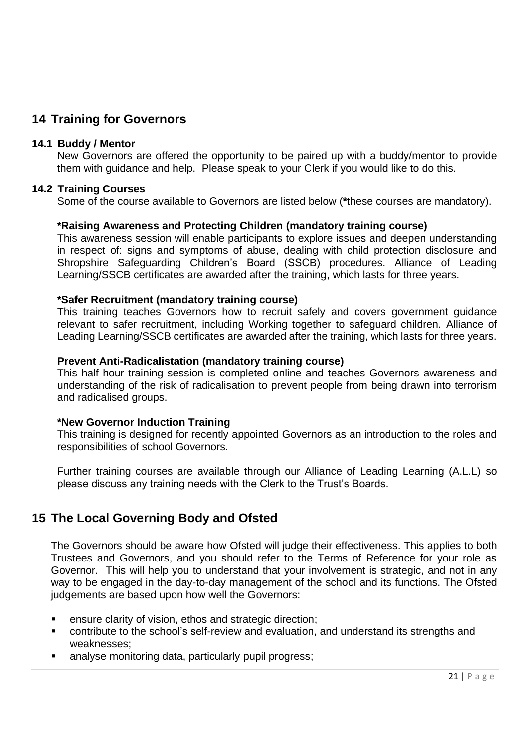## 14 Training for Governors

### 14.1 Buddy / Mentor

New Governors are offered the opportunity to be paired up with a buddy/mentor to provide them with guidance and help. Please speak to your Clerk if you would like to do this.

### 14.2 Training Courses

Some of the course available to Governors are listed below (**\***these courses are mandatory).

**\*Raising Awareness and Protecting Children (mandatory training course)**
This awareness session will enable participants to explore issues and deepen understanding in respect of: signs and symptoms of abuse, dealing with child protection disclosure and Shropshire Safeguarding Children's Board (SSCB) procedures. Alliance of Leading Learning/SSCB certificates are awarded after the training, which lasts for three years.

**\*Safer Recruitment (mandatory training course)**
This training teaches Governors how to recruit safely and covers government guidance relevant to safer recruitment, including Working together to safeguard children. Alliance of Leading Learning/SSCB certificates are awarded after the training, which lasts for three years.

**Prevent Anti-Radicalistation (mandatory training course)**
This half hour training session is completed online and teaches Governors awareness and understanding of the risk of radicalisation to prevent people from being drawn into terrorism and radicalised groups.

**\*New Governor Induction Training**
This training is designed for recently appointed Governors as an introduction to the roles and responsibilities of school Governors.

Further training courses are available through our Alliance of Leading Learning (A.L.L) so please discuss any training needs with the Clerk to the Trust's Boards.

## 15 The Local Governing Body and Ofsted

The Governors should be aware how Ofsted will judge their effectiveness. This applies to both Trustees and Governors, and you should refer to the Terms of Reference for your role as Governor. This will help you to understand that your involvement is strategic, and not in any way to be engaged in the day-to-day management of the school and its functions. The Ofsted judgements are based upon how well the Governors:

- ensure clarity of vision, ethos and strategic direction;
- contribute to the school's self-review and evaluation, and understand its strengths and weaknesses;
- analyse monitoring data, particularly pupil progress;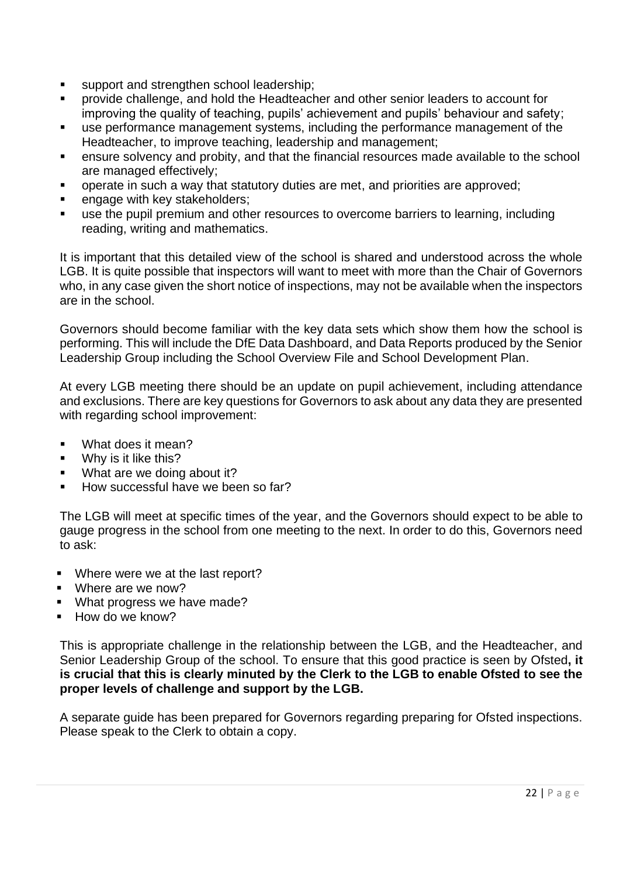- support and strengthen school leadership;
- provide challenge, and hold the Headteacher and other senior leaders to account for improving the quality of teaching, pupils' achievement and pupils' behaviour and safety;
- use performance management systems, including the performance management of the Headteacher, to improve teaching, leadership and management;
- ensure solvency and probity, and that the financial resources made available to the school are managed effectively;
- operate in such a way that statutory duties are met, and priorities are approved;
- engage with key stakeholders;
- use the pupil premium and other resources to overcome barriers to learning, including reading, writing and mathematics.

It is important that this detailed view of the school is shared and understood across the whole LGB. It is quite possible that inspectors will want to meet with more than the Chair of Governors who, in any case given the short notice of inspections, may not be available when the inspectors are in the school.

Governors should become familiar with the key data sets which show them how the school is performing. This will include the DfE Data Dashboard, and Data Reports produced by the Senior Leadership Group including the School Overview File and School Development Plan.

At every LGB meeting there should be an update on pupil achievement, including attendance and exclusions. There are key questions for Governors to ask about any data they are presented with regarding school improvement:

- What does it mean?
- Why is it like this?
- What are we doing about it?
- How successful have we been so far?

The LGB will meet at specific times of the year, and the Governors should expect to be able to gauge progress in the school from one meeting to the next. In order to do this, Governors need to ask:

- Where were we at the last report?
- Where are we now?
- What progress we have made?
- How do we know?

This is appropriate challenge in the relationship between the LGB, and the Headteacher, and Senior Leadership Group of the school. To ensure that this good practice is seen by Ofsted**, it is crucial that this is clearly minuted by the Clerk to the LGB to enable Ofsted to see the proper levels of challenge and support by the LGB.**

A separate guide has been prepared for Governors regarding preparing for Ofsted inspections. Please speak to the Clerk to obtain a copy.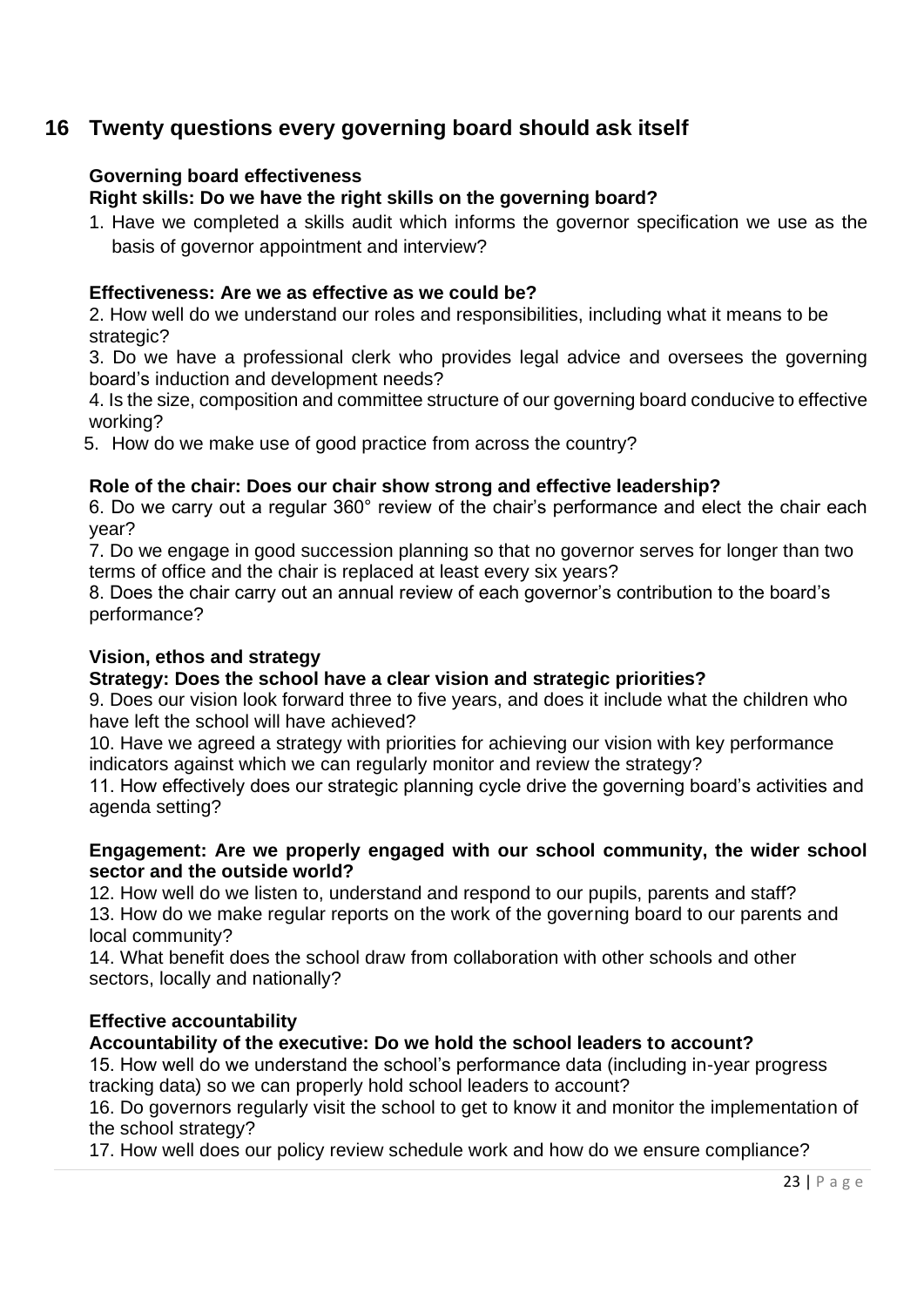## 16 Twenty questions every governing board should ask itself

### Governing board effectiveness

**Right skills: Do we have the right skills on the governing board?**

1. Have we completed a skills audit which informs the governor specification we use as the basis of governor appointment and interview?

**Effectiveness: Are we as effective as we could be?**

2. How well do we understand our roles and responsibilities, including what it means to be strategic?
3. Do we have a professional clerk who provides legal advice and oversees the governing board's induction and development needs?
4. Is the size, composition and committee structure of our governing board conducive to effective working?
5. How do we make use of good practice from across the country?

**Role of the chair: Does our chair show strong and effective leadership?**

6. Do we carry out a regular 360° review of the chair's performance and elect the chair each year?
7. Do we engage in good succession planning so that no governor serves for longer than two terms of office and the chair is replaced at least every six years?
8. Does the chair carry out an annual review of each governor's contribution to the board's performance?

### Vision, ethos and strategy

**Strategy: Does the school have a clear vision and strategic priorities?**

9. Does our vision look forward three to five years, and does it include what the children who have left the school will have achieved?
10. Have we agreed a strategy with priorities for achieving our vision with key performance indicators against which we can regularly monitor and review the strategy?
11. How effectively does our strategic planning cycle drive the governing board's activities and agenda setting?

**Engagement: Are we properly engaged with our school community, the wider school sector and the outside world?**

12. How well do we listen to, understand and respond to our pupils, parents and staff?
13. How do we make regular reports on the work of the governing board to our parents and local community?
14. What benefit does the school draw from collaboration with other schools and other sectors, locally and nationally?

### Effective accountability

**Accountability of the executive: Do we hold the school leaders to account?**

15. How well do we understand the school's performance data (including in-year progress tracking data) so we can properly hold school leaders to account?
16. Do governors regularly visit the school to get to know it and monitor the implementation of the school strategy?
17. How well does our policy review schedule work and how do we ensure compliance?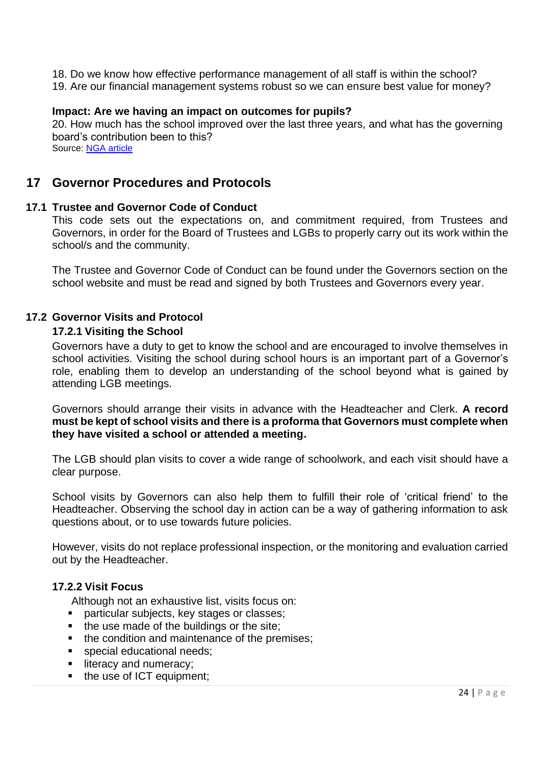18. Do we know how effective performance management of all staff is within the school?
19. Are our financial management systems robust so we can ensure best value for money?

**Impact: Are we having an impact on outcomes for pupils?**

20. How much has the school improved over the last three years, and what has the governing board's contribution been to this?

Source: [NGA article]

## 17 Governor Procedures and Protocols

### 17.1 Trustee and Governor Code of Conduct

This code sets out the expectations on, and commitment required, from Trustees and Governors, in order for the Board of Trustees and LGBs to properly carry out its work within the school/s and the community.

The Trustee and Governor Code of Conduct can be found under the Governors section on the school website and must be read and signed by both Trustees and Governors every year.

### 17.2 Governor Visits and Protocol

#### 17.2.1 Visiting the School

Governors have a duty to get to know the school and are encouraged to involve themselves in school activities. Visiting the school during school hours is an important part of a Governor's role, enabling them to develop an understanding of the school beyond what is gained by attending LGB meetings.

Governors should arrange their visits in advance with the Headteacher and Clerk. **A record must be kept of school visits and there is a proforma that Governors must complete when they have visited a school or attended a meeting.**

The LGB should plan visits to cover a wide range of schoolwork, and each visit should have a clear purpose.

School visits by Governors can also help them to fulfill their role of 'critical friend' to the Headteacher. Observing the school day in action can be a way of gathering information to ask questions about, or to use towards future policies.

However, visits do not replace professional inspection, or the monitoring and evaluation carried out by the Headteacher.

#### 17.2.2 Visit Focus

Although not an exhaustive list, visits focus on:

- particular subjects, key stages or classes;
- the use made of the buildings or the site;
- the condition and maintenance of the premises;
- special educational needs;
- literacy and numeracy;
- the use of ICT equipment;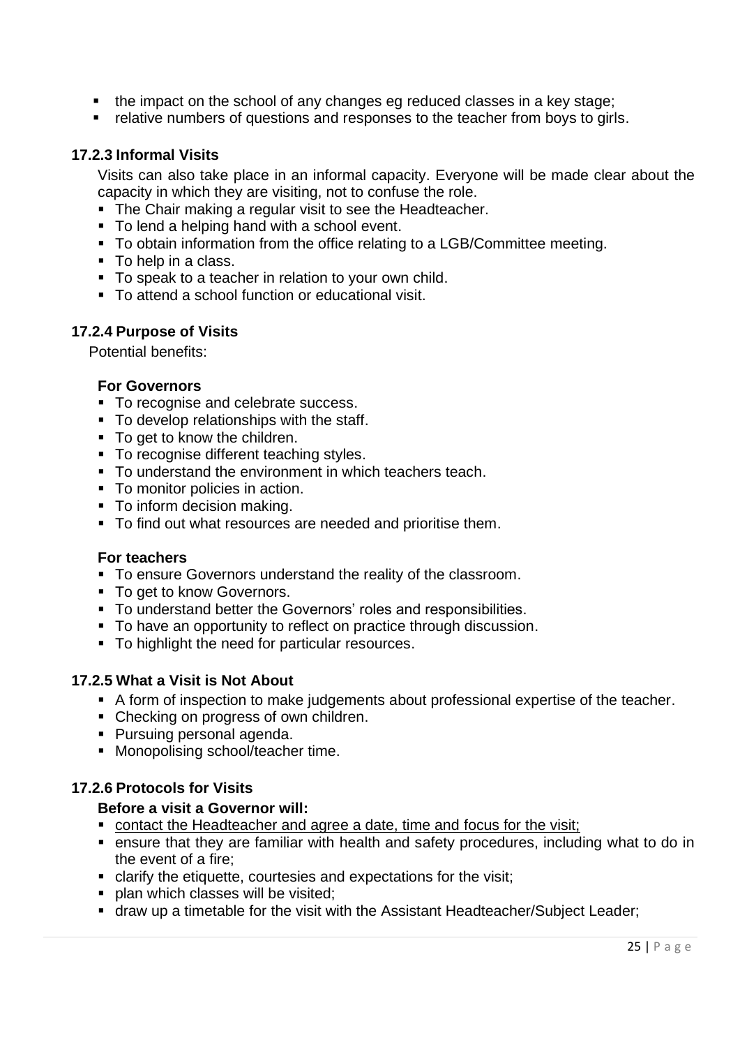- the impact on the school of any changes eg reduced classes in a key stage;
- relative numbers of questions and responses to the teacher from boys to girls.

### 17.2.3 Informal Visits

Visits can also take place in an informal capacity. Everyone will be made clear about the capacity in which they are visiting, not to confuse the role.

- The Chair making a regular visit to see the Headteacher.
- To lend a helping hand with a school event.
- To obtain information from the office relating to a LGB/Committee meeting.
- To help in a class.
- To speak to a teacher in relation to your own child.
- To attend a school function or educational visit.

### 17.2.4 Purpose of Visits

Potential benefits:

**For Governors**

- To recognise and celebrate success.
- To develop relationships with the staff.
- To get to know the children.
- To recognise different teaching styles.
- To understand the environment in which teachers teach.
- To monitor policies in action.
- To inform decision making.
- To find out what resources are needed and prioritise them.

**For teachers**

- To ensure Governors understand the reality of the classroom.
- To get to know Governors.
- To understand better the Governors' roles and responsibilities.
- To have an opportunity to reflect on practice through discussion.
- To highlight the need for particular resources.

### 17.2.5 What a Visit is Not About

- A form of inspection to make judgements about professional expertise of the teacher.
- Checking on progress of own children.
- Pursuing personal agenda.
- Monopolising school/teacher time.

### 17.2.6 Protocols for Visits

**Before a visit a Governor will:**

- contact the Headteacher and agree a date, time and focus for the visit;
- ensure that they are familiar with health and safety procedures, including what to do in the event of a fire;
- clarify the etiquette, courtesies and expectations for the visit;
- plan which classes will be visited;
- draw up a timetable for the visit with the Assistant Headteacher/Subject Leader;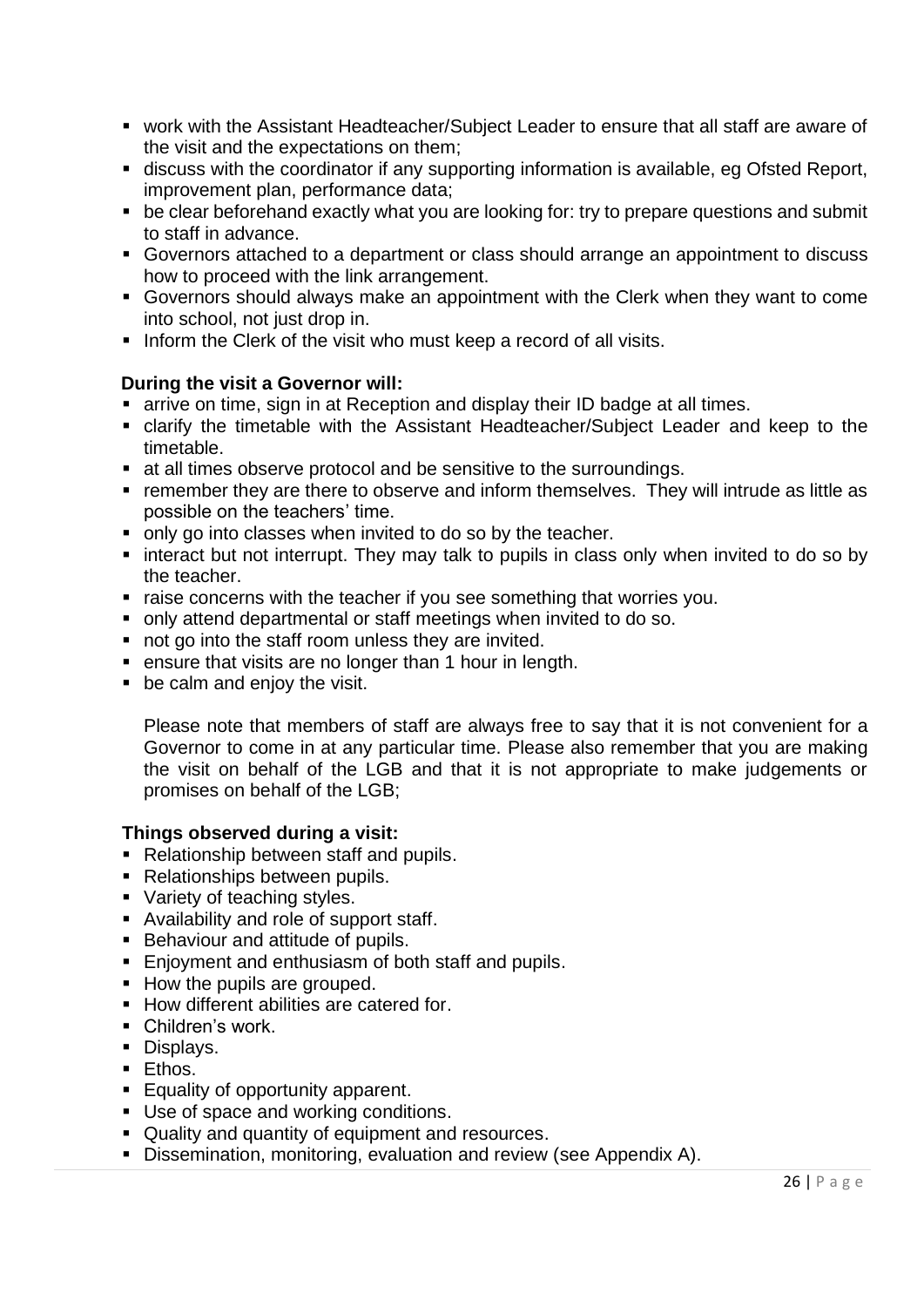- work with the Assistant Headteacher/Subject Leader to ensure that all staff are aware of the visit and the expectations on them;
- discuss with the coordinator if any supporting information is available, eg Ofsted Report, improvement plan, performance data;
- be clear beforehand exactly what you are looking for: try to prepare questions and submit to staff in advance.
- Governors attached to a department or class should arrange an appointment to discuss how to proceed with the link arrangement.
- Governors should always make an appointment with the Clerk when they want to come into school, not just drop in.
- Inform the Clerk of the visit who must keep a record of all visits.

**During the visit a Governor will:**

- arrive on time, sign in at Reception and display their ID badge at all times.
- clarify the timetable with the Assistant Headteacher/Subject Leader and keep to the timetable.
- at all times observe protocol and be sensitive to the surroundings.
- remember they are there to observe and inform themselves. They will intrude as little as possible on the teachers' time.
- only go into classes when invited to do so by the teacher.
- interact but not interrupt. They may talk to pupils in class only when invited to do so by the teacher.
- raise concerns with the teacher if you see something that worries you.
- only attend departmental or staff meetings when invited to do so.
- not go into the staff room unless they are invited.
- ensure that visits are no longer than 1 hour in length.
- be calm and enjoy the visit.

  Please note that members of staff are always free to say that it is not convenient for a Governor to come in at any particular time. Please also remember that you are making the visit on behalf of the LGB and that it is not appropriate to make judgements or promises on behalf of the LGB;

**Things observed during a visit:**

- Relationship between staff and pupils.
- Relationships between pupils.
- Variety of teaching styles.
- Availability and role of support staff.
- Behaviour and attitude of pupils.
- Enjoyment and enthusiasm of both staff and pupils.
- How the pupils are grouped.
- How different abilities are catered for.
- Children's work.
- Displays.
- Ethos.
- Equality of opportunity apparent.
- Use of space and working conditions.
- Quality and quantity of equipment and resources.
- Dissemination, monitoring, evaluation and review (see Appendix A).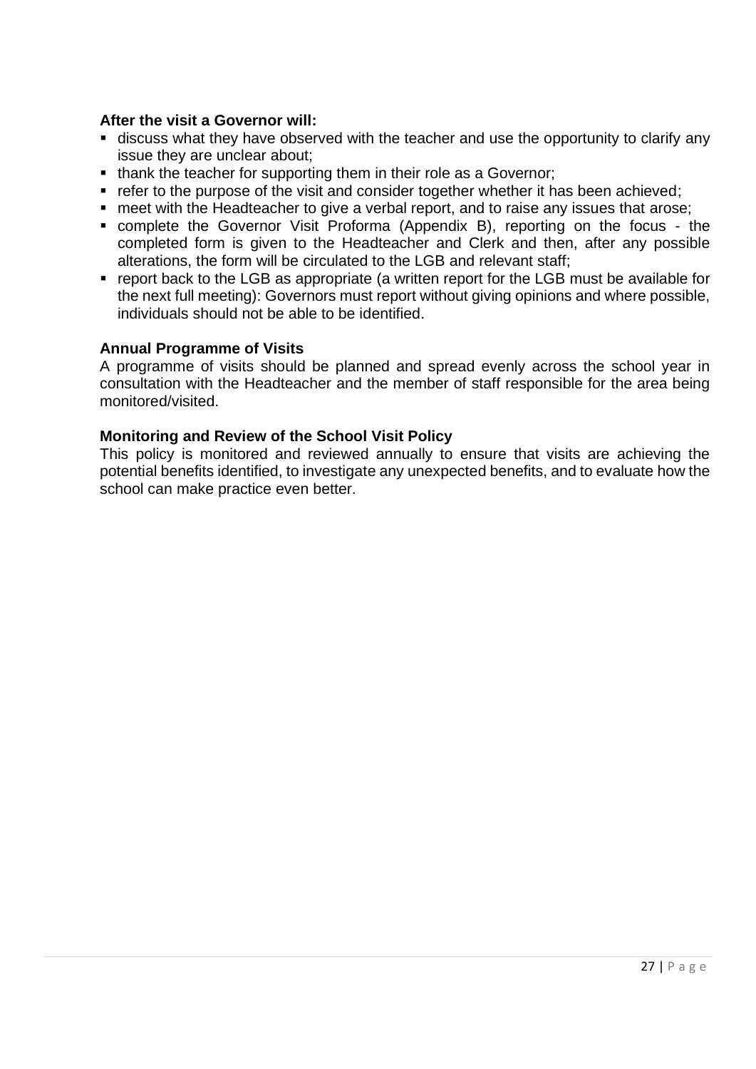**After the visit a Governor will:**

- discuss what they have observed with the teacher and use the opportunity to clarify any issue they are unclear about;
- thank the teacher for supporting them in their role as a Governor;
- refer to the purpose of the visit and consider together whether it has been achieved;
- meet with the Headteacher to give a verbal report, and to raise any issues that arose;
- complete the Governor Visit Proforma (Appendix B), reporting on the focus - the completed form is given to the Headteacher and Clerk and then, after any possible alterations, the form will be circulated to the LGB and relevant staff;
- report back to the LGB as appropriate (a written report for the LGB must be available for the next full meeting): Governors must report without giving opinions and where possible, individuals should not be able to be identified.

**Annual Programme of Visits**

A programme of visits should be planned and spread evenly across the school year in consultation with the Headteacher and the member of staff responsible for the area being monitored/visited.

**Monitoring and Review of the School Visit Policy**

This policy is monitored and reviewed annually to ensure that visits are achieving the potential benefits identified, to investigate any unexpected benefits, and to evaluate how the school can make practice even better.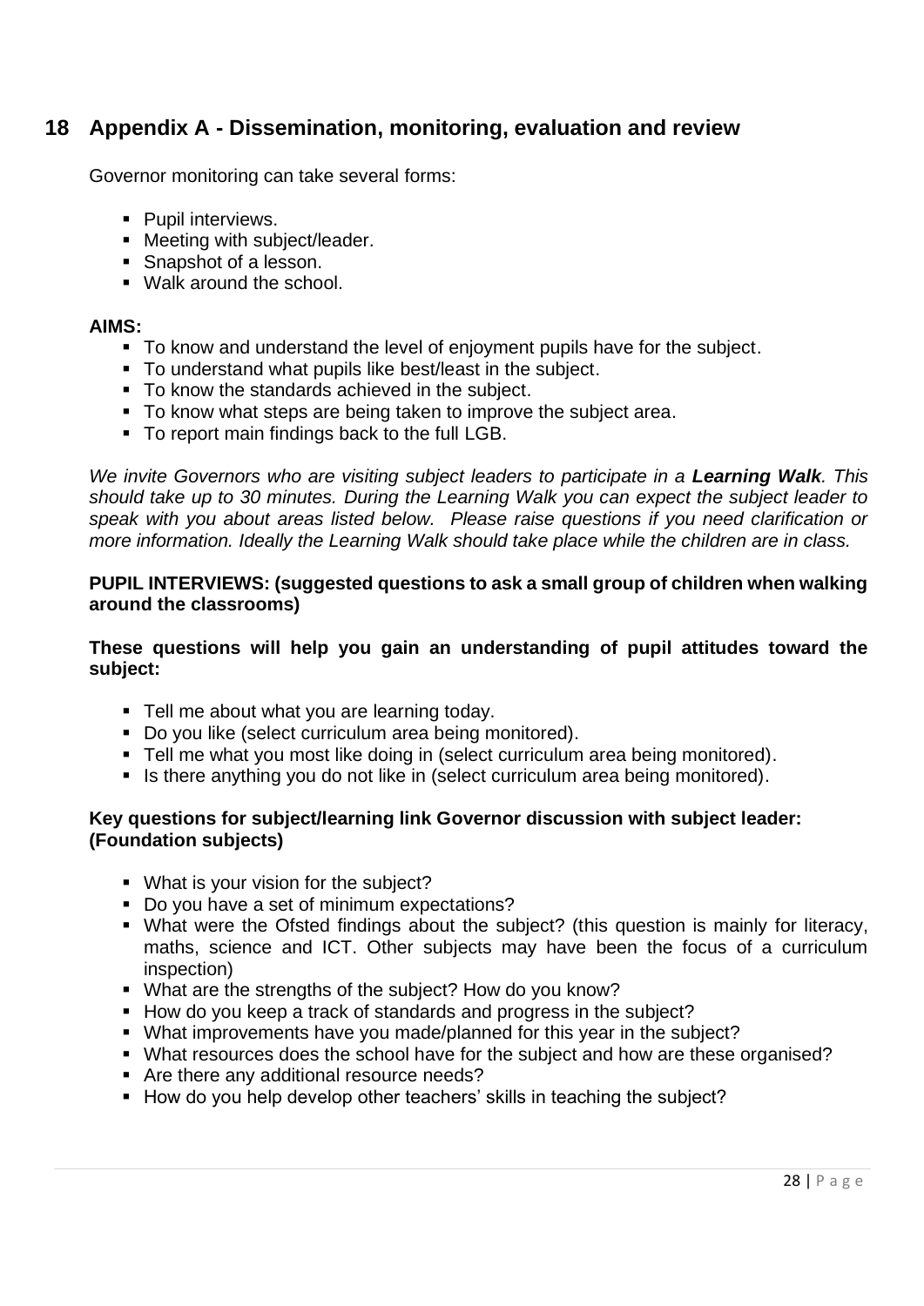## 18 Appendix A - Dissemination, monitoring, evaluation and review

Governor monitoring can take several forms:

- Pupil interviews.
- Meeting with subject/leader.
- Snapshot of a lesson.
- Walk around the school.

**AIMS:**

- To know and understand the level of enjoyment pupils have for the subject.
- To understand what pupils like best/least in the subject.
- To know the standards achieved in the subject.
- To know what steps are being taken to improve the subject area.
- To report main findings back to the full LGB.

*We invite Governors who are visiting subject leaders to participate in a **Learning Walk**. This should take up to 30 minutes. During the Learning Walk you can expect the subject leader to speak with you about areas listed below. Please raise questions if you need clarification or more information. Ideally the Learning Walk should take place while the children are in class.*

**PUPIL INTERVIEWS: (suggested questions to ask a small group of children when walking around the classrooms)**

**These questions will help you gain an understanding of pupil attitudes toward the subject:**

- Tell me about what you are learning today.
- Do you like (select curriculum area being monitored).
- Tell me what you most like doing in (select curriculum area being monitored).
- Is there anything you do not like in (select curriculum area being monitored).

**Key questions for subject/learning link Governor discussion with subject leader: (Foundation subjects)**

- What is your vision for the subject?
- Do you have a set of minimum expectations?
- What were the Ofsted findings about the subject? (this question is mainly for literacy, maths, science and ICT. Other subjects may have been the focus of a curriculum inspection)
- What are the strengths of the subject? How do you know?
- How do you keep a track of standards and progress in the subject?
- What improvements have you made/planned for this year in the subject?
- What resources does the school have for the subject and how are these organised?
- Are there any additional resource needs?
- How do you help develop other teachers' skills in teaching the subject?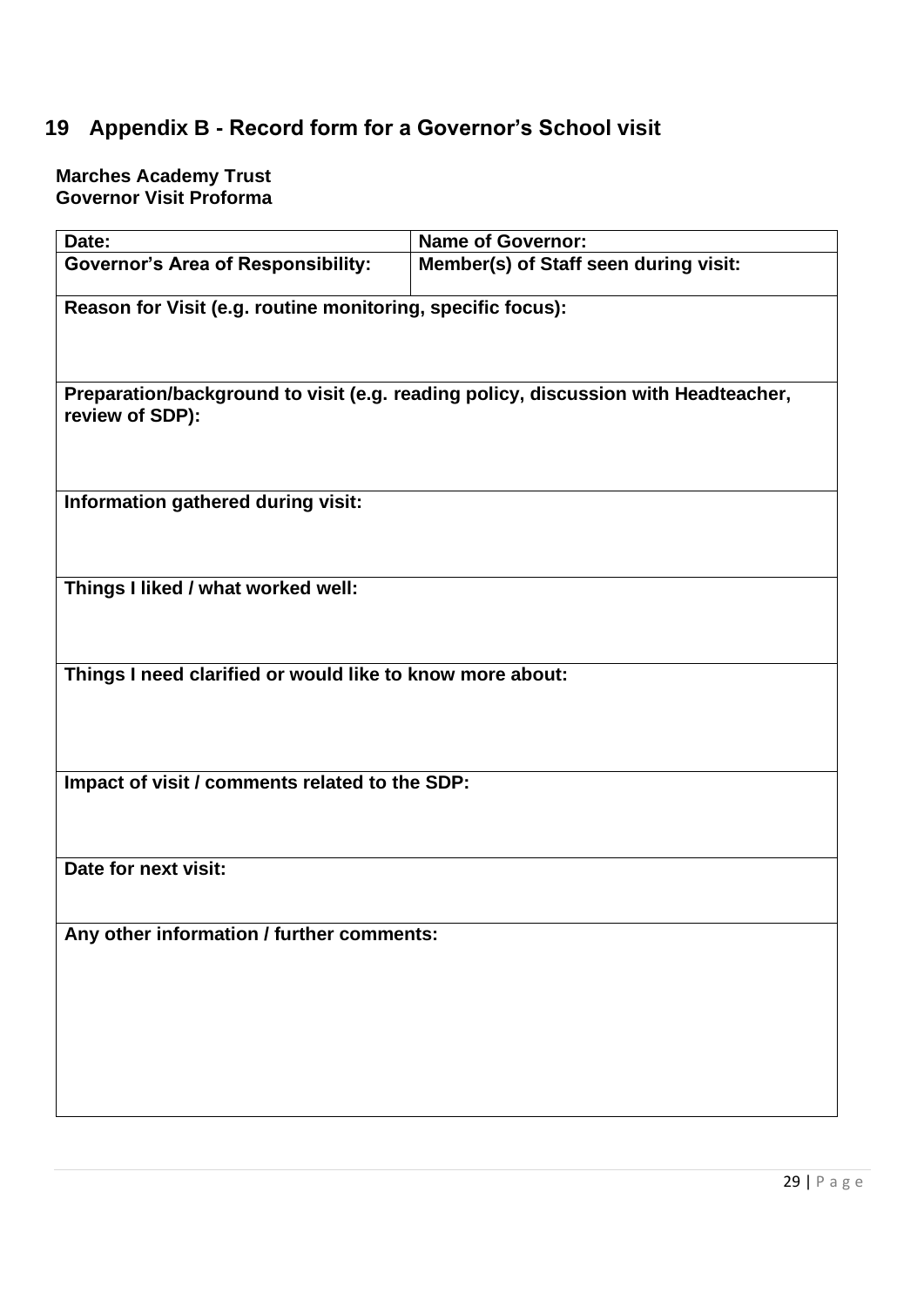## 19 Appendix B - Record form for a Governor's School visit

**Marches Academy Trust**
**Governor Visit Proforma**

| **Date:** | **Name of Governor:** |
|---|---|
| **Governor's Area of Responsibility:** | **Member(s) of Staff seen during visit:** |
| **Reason for Visit (e.g. routine monitoring, specific focus):** | |
| **Preparation/background to visit (e.g. reading policy, discussion with Headteacher, review of SDP):** | |
| **Information gathered during visit:** | |
| **Things I liked / what worked well:** | |
| **Things I need clarified or would like to know more about:** | |
| **Impact of visit / comments related to the SDP:** | |
| **Date for next visit:** | |
| **Any other information / further comments:** | |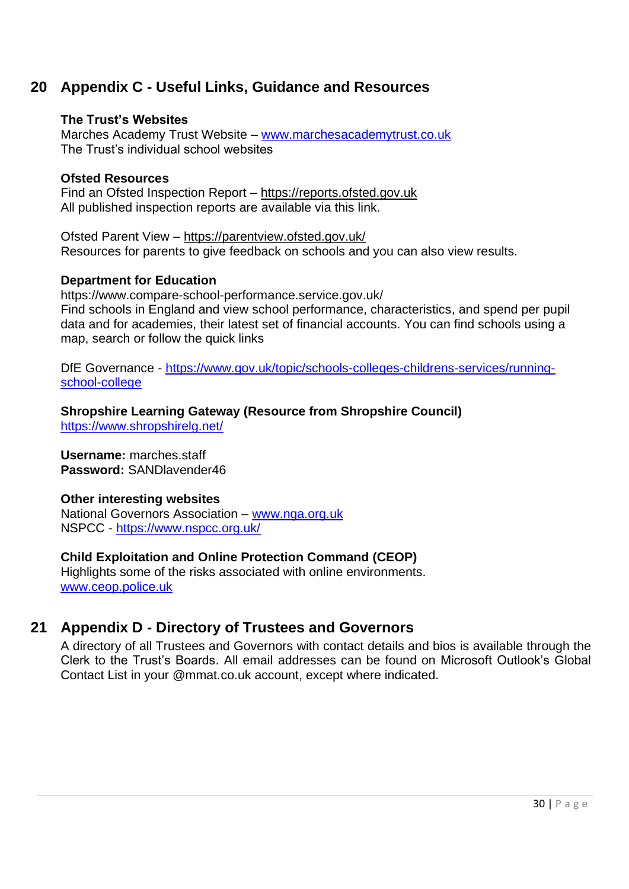## 20 Appendix C - Useful Links, Guidance and Resources

**The Trust's Websites**
Marches Academy Trust Website – www.marchesacademytrust.co.uk
The Trust's individual school websites

**Ofsted Resources**
Find an Ofsted Inspection Report – https://reports.ofsted.gov.uk
All published inspection reports are available via this link.

Ofsted Parent View – https://parentview.ofsted.gov.uk/
Resources for parents to give feedback on schools and you can also view results.

**Department for Education**
https://www.compare-school-performance.service.gov.uk/
Find schools in England and view school performance, characteristics, and spend per pupil data and for academies, their latest set of financial accounts. You can find schools using a map, search or follow the quick links

DfE Governance - https://www.gov.uk/topic/schools-colleges-childrens-services/running-school-college

**Shropshire Learning Gateway (Resource from Shropshire Council)**
https://www.shropshirelg.net/

**Username:** marches.staff
**Password:** SANDlavender46

**Other interesting websites**
National Governors Association – www.nga.org.uk
NSPCC - https://www.nspcc.org.uk/

**Child Exploitation and Online Protection Command (CEOP)**
Highlights some of the risks associated with online environments.
www.ceop.police.uk

## 21 Appendix D - Directory of Trustees and Governors

A directory of all Trustees and Governors with contact details and bios is available through the Clerk to the Trust's Boards. All email addresses can be found on Microsoft Outlook's Global Contact List in your @mmat.co.uk account, except where indicated.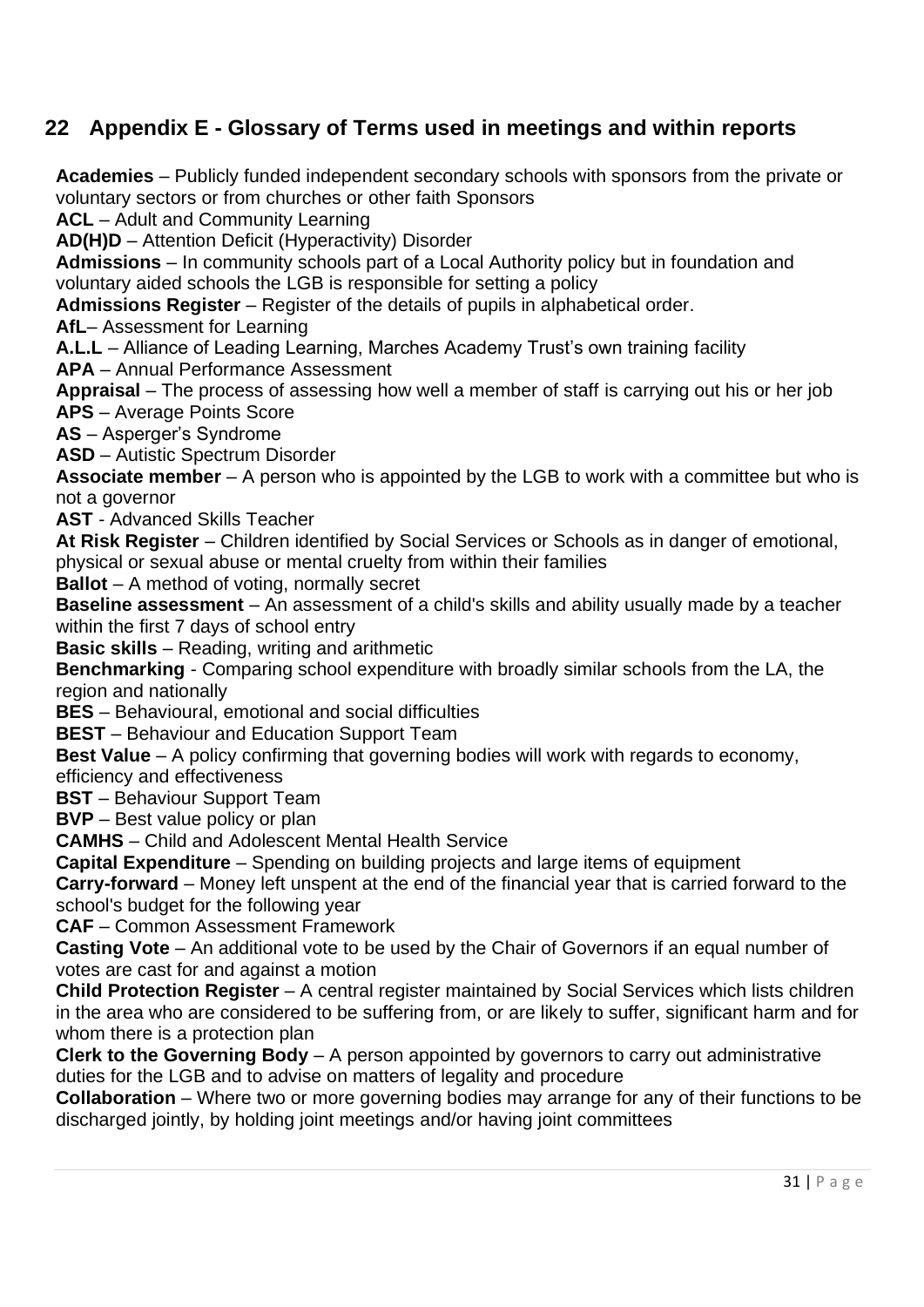## 22 Appendix E - Glossary of Terms used in meetings and within reports

**Academies** – Publicly funded independent secondary schools with sponsors from the private or voluntary sectors or from churches or other faith Sponsors

**ACL** – Adult and Community Learning

**AD(H)D** – Attention Deficit (Hyperactivity) Disorder

**Admissions** – In community schools part of a Local Authority policy but in foundation and voluntary aided schools the LGB is responsible for setting a policy

**Admissions Register** – Register of the details of pupils in alphabetical order.

**AfL**– Assessment for Learning

**A.L.L** – Alliance of Leading Learning, Marches Academy Trust's own training facility

**APA** – Annual Performance Assessment

**Appraisal** – The process of assessing how well a member of staff is carrying out his or her job

**APS** – Average Points Score

**AS** – Asperger's Syndrome

**ASD** – Autistic Spectrum Disorder

**Associate member** – A person who is appointed by the LGB to work with a committee but who is not a governor

**AST** - Advanced Skills Teacher

**At Risk Register** – Children identified by Social Services or Schools as in danger of emotional, physical or sexual abuse or mental cruelty from within their families

**Ballot** – A method of voting, normally secret

**Baseline assessment** – An assessment of a child's skills and ability usually made by a teacher within the first 7 days of school entry

**Basic skills** – Reading, writing and arithmetic

**Benchmarking** - Comparing school expenditure with broadly similar schools from the LA, the region and nationally

**BES** – Behavioural, emotional and social difficulties

**BEST** – Behaviour and Education Support Team

**Best Value** – A policy confirming that governing bodies will work with regards to economy, efficiency and effectiveness

**BST** – Behaviour Support Team

**BVP** – Best value policy or plan

**CAMHS** – Child and Adolescent Mental Health Service

**Capital Expenditure** – Spending on building projects and large items of equipment

**Carry-forward** – Money left unspent at the end of the financial year that is carried forward to the school's budget for the following year

**CAF** – Common Assessment Framework

**Casting Vote** – An additional vote to be used by the Chair of Governors if an equal number of votes are cast for and against a motion

**Child Protection Register** – A central register maintained by Social Services which lists children in the area who are considered to be suffering from, or are likely to suffer, significant harm and for whom there is a protection plan

**Clerk to the Governing Body** – A person appointed by governors to carry out administrative duties for the LGB and to advise on matters of legality and procedure

**Collaboration** – Where two or more governing bodies may arrange for any of their functions to be discharged jointly, by holding joint meetings and/or having joint committees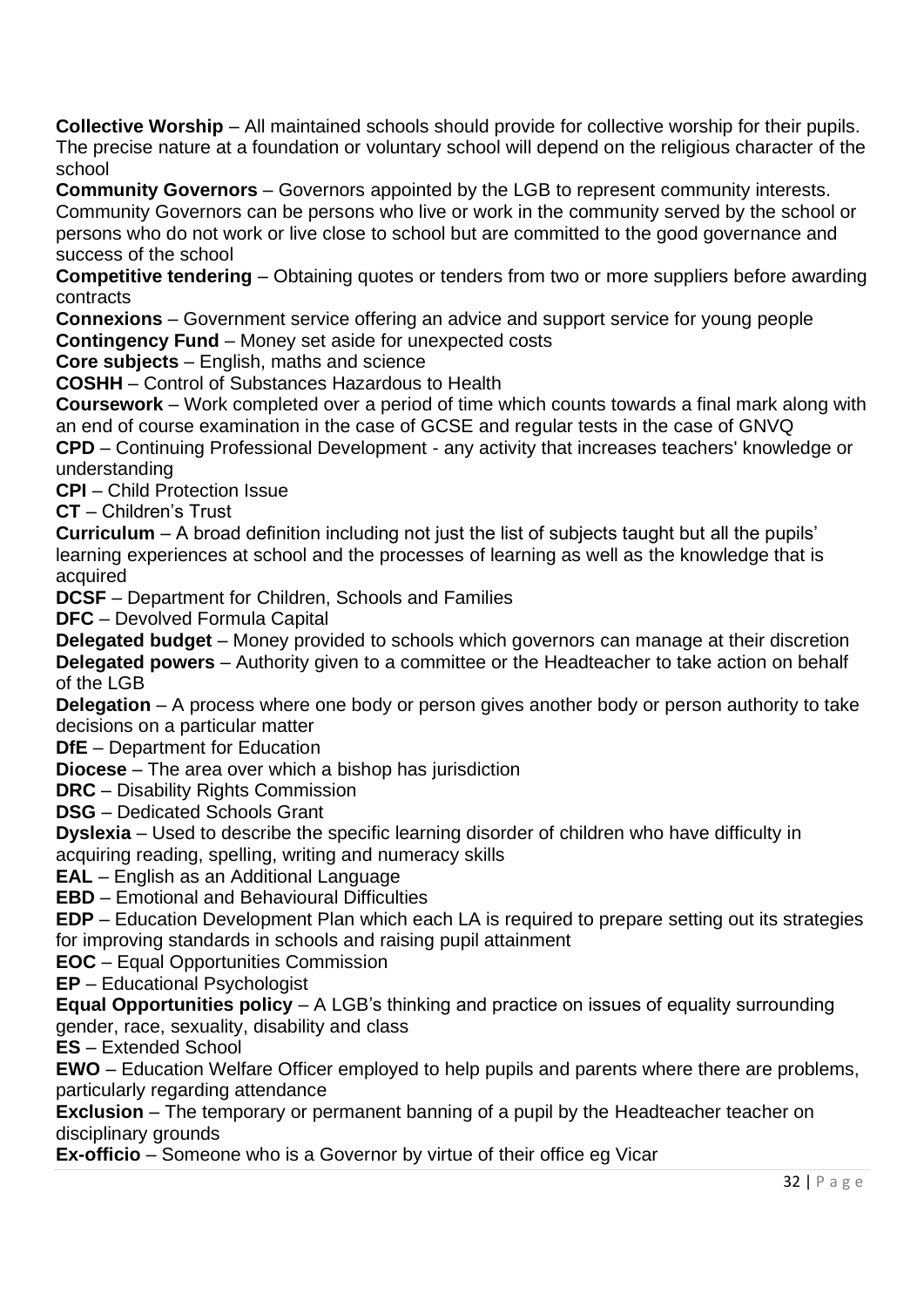**Collective Worship** – All maintained schools should provide for collective worship for their pupils. The precise nature at a foundation or voluntary school will depend on the religious character of the school

**Community Governors** – Governors appointed by the LGB to represent community interests. Community Governors can be persons who live or work in the community served by the school or persons who do not work or live close to school but are committed to the good governance and success of the school

**Competitive tendering** – Obtaining quotes or tenders from two or more suppliers before awarding contracts

**Connexions** – Government service offering an advice and support service for young people

**Contingency Fund** – Money set aside for unexpected costs

**Core subjects** – English, maths and science

**COSHH** – Control of Substances Hazardous to Health

**Coursework** – Work completed over a period of time which counts towards a final mark along with an end of course examination in the case of GCSE and regular tests in the case of GNVQ

**CPD** – Continuing Professional Development - any activity that increases teachers' knowledge or understanding

**CPI** – Child Protection Issue

**CT** – Children's Trust

**Curriculum** – A broad definition including not just the list of subjects taught but all the pupils' learning experiences at school and the processes of learning as well as the knowledge that is acquired

**DCSF** – Department for Children, Schools and Families

**DFC** – Devolved Formula Capital

**Delegated budget** – Money provided to schools which governors can manage at their discretion

**Delegated powers** – Authority given to a committee or the Headteacher to take action on behalf of the LGB

**Delegation** – A process where one body or person gives another body or person authority to take decisions on a particular matter

**DfE** – Department for Education

**Diocese** – The area over which a bishop has jurisdiction

**DRC** – Disability Rights Commission

**DSG** – Dedicated Schools Grant

**Dyslexia** – Used to describe the specific learning disorder of children who have difficulty in acquiring reading, spelling, writing and numeracy skills

**EAL** – English as an Additional Language

**EBD** – Emotional and Behavioural Difficulties

**EDP** – Education Development Plan which each LA is required to prepare setting out its strategies for improving standards in schools and raising pupil attainment

**EOC** – Equal Opportunities Commission

**EP** – Educational Psychologist

**Equal Opportunities policy** – A LGB's thinking and practice on issues of equality surrounding gender, race, sexuality, disability and class

**ES** – Extended School

**EWO** – Education Welfare Officer employed to help pupils and parents where there are problems, particularly regarding attendance

**Exclusion** – The temporary or permanent banning of a pupil by the Headteacher teacher on disciplinary grounds

**Ex-officio** – Someone who is a Governor by virtue of their office eg Vicar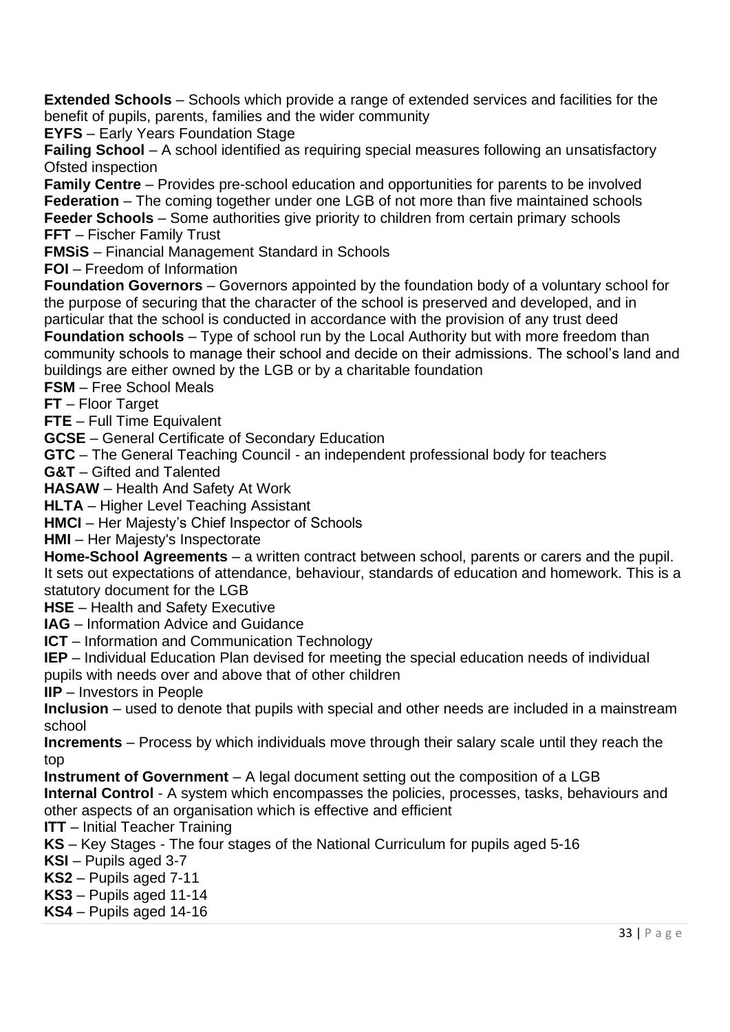**Extended Schools** – Schools which provide a range of extended services and facilities for the benefit of pupils, parents, families and the wider community

**EYFS** – Early Years Foundation Stage

**Failing School** – A school identified as requiring special measures following an unsatisfactory Ofsted inspection

**Family Centre** – Provides pre-school education and opportunities for parents to be involved

**Federation** – The coming together under one LGB of not more than five maintained schools

**Feeder Schools** – Some authorities give priority to children from certain primary schools

**FFT** – Fischer Family Trust

**FMSiS** – Financial Management Standard in Schools

**FOI** – Freedom of Information

**Foundation Governors** – Governors appointed by the foundation body of a voluntary school for the purpose of securing that the character of the school is preserved and developed, and in particular that the school is conducted in accordance with the provision of any trust deed

**Foundation schools** – Type of school run by the Local Authority but with more freedom than community schools to manage their school and decide on their admissions. The school's land and buildings are either owned by the LGB or by a charitable foundation

**FSM** – Free School Meals

**FT** – Floor Target

**FTE** – Full Time Equivalent

**GCSE** – General Certificate of Secondary Education

**GTC** – The General Teaching Council - an independent professional body for teachers

**G&T** – Gifted and Talented

**HASAW** – Health And Safety At Work

**HLTA** – Higher Level Teaching Assistant

**HMCI** – Her Majesty's Chief Inspector of Schools

**HMI** – Her Majesty's Inspectorate

**Home-School Agreements** – a written contract between school, parents or carers and the pupil. It sets out expectations of attendance, behaviour, standards of education and homework. This is a statutory document for the LGB

**HSE** – Health and Safety Executive

**IAG** – Information Advice and Guidance

**ICT** – Information and Communication Technology

**IEP** – Individual Education Plan devised for meeting the special education needs of individual pupils with needs over and above that of other children

**IIP** – Investors in People

**Inclusion** – used to denote that pupils with special and other needs are included in a mainstream school

**Increments** – Process by which individuals move through their salary scale until they reach the top

**Instrument of Government** – A legal document setting out the composition of a LGB

**Internal Control** - A system which encompasses the policies, processes, tasks, behaviours and other aspects of an organisation which is effective and efficient

**ITT** – Initial Teacher Training

**KS** – Key Stages - The four stages of the National Curriculum for pupils aged 5-16

**KSI** – Pupils aged 3-7

**KS2** – Pupils aged 7-11

**KS3** – Pupils aged 11-14

**KS4** – Pupils aged 14-16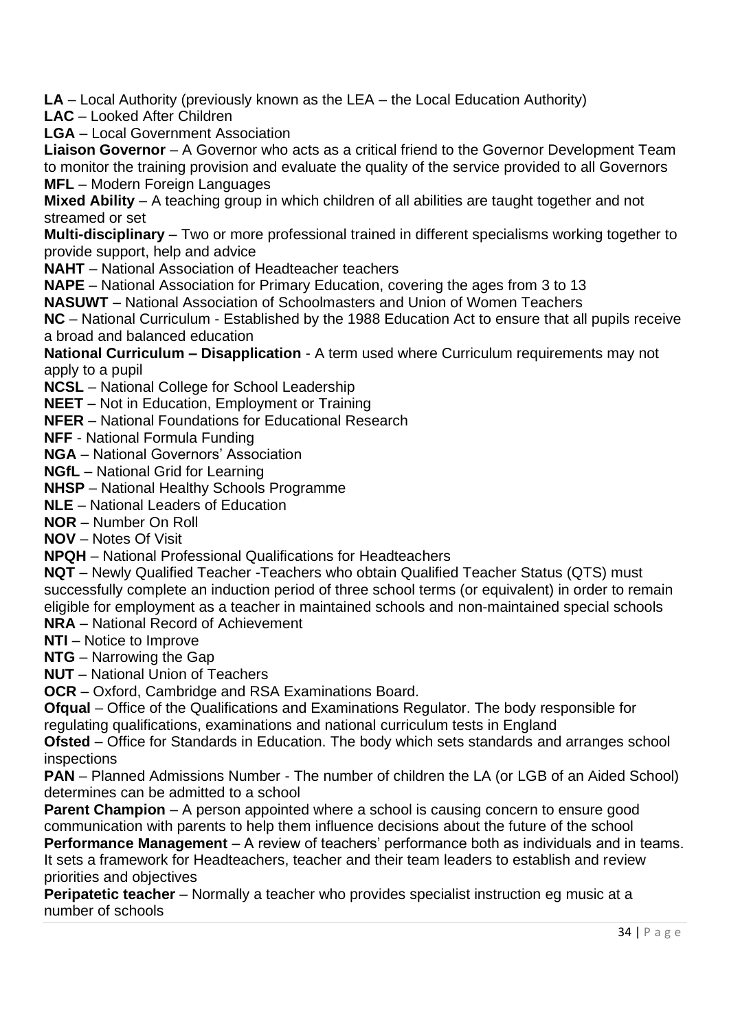**LA** – Local Authority (previously known as the LEA – the Local Education Authority)
**LAC** – Looked After Children
**LGA** – Local Government Association
**Liaison Governor** – A Governor who acts as a critical friend to the Governor Development Team to monitor the training provision and evaluate the quality of the service provided to all Governors
**MFL** – Modern Foreign Languages
**Mixed Ability** – A teaching group in which children of all abilities are taught together and not streamed or set
**Multi-disciplinary** – Two or more professional trained in different specialisms working together to provide support, help and advice
**NAHT** – National Association of Headteacher teachers
**NAPE** – National Association for Primary Education, covering the ages from 3 to 13
**NASUWT** – National Association of Schoolmasters and Union of Women Teachers
**NC** – National Curriculum - Established by the 1988 Education Act to ensure that all pupils receive a broad and balanced education
**National Curriculum – Disapplication** - A term used where Curriculum requirements may not apply to a pupil
**NCSL** – National College for School Leadership
**NEET** – Not in Education, Employment or Training
**NFER** – National Foundations for Educational Research
**NFF** - National Formula Funding
**NGA** – National Governors' Association
**NGfL** – National Grid for Learning
**NHSP** – National Healthy Schools Programme
**NLE** – National Leaders of Education
**NOR** – Number On Roll
**NOV** – Notes Of Visit
**NPQH** – National Professional Qualifications for Headteachers
**NQT** – Newly Qualified Teacher -Teachers who obtain Qualified Teacher Status (QTS) must successfully complete an induction period of three school terms (or equivalent) in order to remain eligible for employment as a teacher in maintained schools and non-maintained special schools
**NRA** – National Record of Achievement
**NTI** – Notice to Improve
**NTG** – Narrowing the Gap
**NUT** – National Union of Teachers
**OCR** – Oxford, Cambridge and RSA Examinations Board.
**Ofqual** – Office of the Qualifications and Examinations Regulator. The body responsible for regulating qualifications, examinations and national curriculum tests in England
**Ofsted** – Office for Standards in Education. The body which sets standards and arranges school inspections
**PAN** – Planned Admissions Number - The number of children the LA (or LGB of an Aided School) determines can be admitted to a school
**Parent Champion** – A person appointed where a school is causing concern to ensure good communication with parents to help them influence decisions about the future of the school
**Performance Management** – A review of teachers' performance both as individuals and in teams. It sets a framework for Headteachers, teacher and their team leaders to establish and review priorities and objectives
**Peripatetic teacher** – Normally a teacher who provides specialist instruction eg music at a number of schools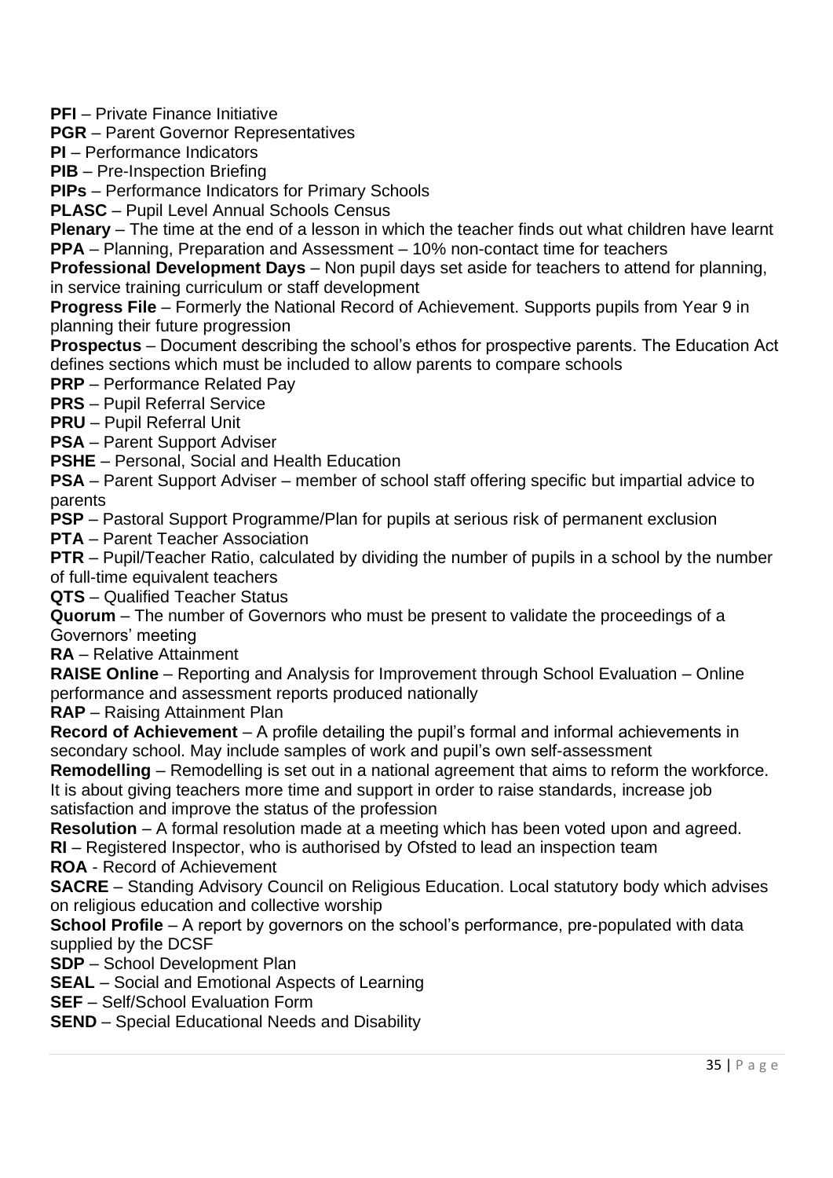**PFI** – Private Finance Initiative
**PGR** – Parent Governor Representatives
**PI** – Performance Indicators
**PIB** – Pre-Inspection Briefing
**PIPs** – Performance Indicators for Primary Schools
**PLASC** – Pupil Level Annual Schools Census
**Plenary** – The time at the end of a lesson in which the teacher finds out what children have learnt
**PPA** – Planning, Preparation and Assessment – 10% non-contact time for teachers
**Professional Development Days** – Non pupil days set aside for teachers to attend for planning, in service training curriculum or staff development
**Progress File** – Formerly the National Record of Achievement. Supports pupils from Year 9 in planning their future progression
**Prospectus** – Document describing the school's ethos for prospective parents. The Education Act defines sections which must be included to allow parents to compare schools
**PRP** – Performance Related Pay
**PRS** – Pupil Referral Service
**PRU** – Pupil Referral Unit
**PSA** – Parent Support Adviser
**PSHE** – Personal, Social and Health Education
**PSA** – Parent Support Adviser – member of school staff offering specific but impartial advice to parents
**PSP** – Pastoral Support Programme/Plan for pupils at serious risk of permanent exclusion
**PTA** – Parent Teacher Association
**PTR** – Pupil/Teacher Ratio, calculated by dividing the number of pupils in a school by the number of full-time equivalent teachers
**QTS** – Qualified Teacher Status
**Quorum** – The number of Governors who must be present to validate the proceedings of a Governors' meeting
**RA** – Relative Attainment
**RAISE Online** – Reporting and Analysis for Improvement through School Evaluation – Online performance and assessment reports produced nationally
**RAP** – Raising Attainment Plan
**Record of Achievement** – A profile detailing the pupil's formal and informal achievements in secondary school. May include samples of work and pupil's own self-assessment
**Remodelling** – Remodelling is set out in a national agreement that aims to reform the workforce. It is about giving teachers more time and support in order to raise standards, increase job satisfaction and improve the status of the profession
**Resolution** – A formal resolution made at a meeting which has been voted upon and agreed.
**RI** – Registered Inspector, who is authorised by Ofsted to lead an inspection team
**ROA** - Record of Achievement
**SACRE** – Standing Advisory Council on Religious Education. Local statutory body which advises on religious education and collective worship
**School Profile** – A report by governors on the school's performance, pre-populated with data supplied by the DCSF
**SDP** – School Development Plan
**SEAL** – Social and Emotional Aspects of Learning
**SEF** – Self/School Evaluation Form
**SEND** – Special Educational Needs and Disability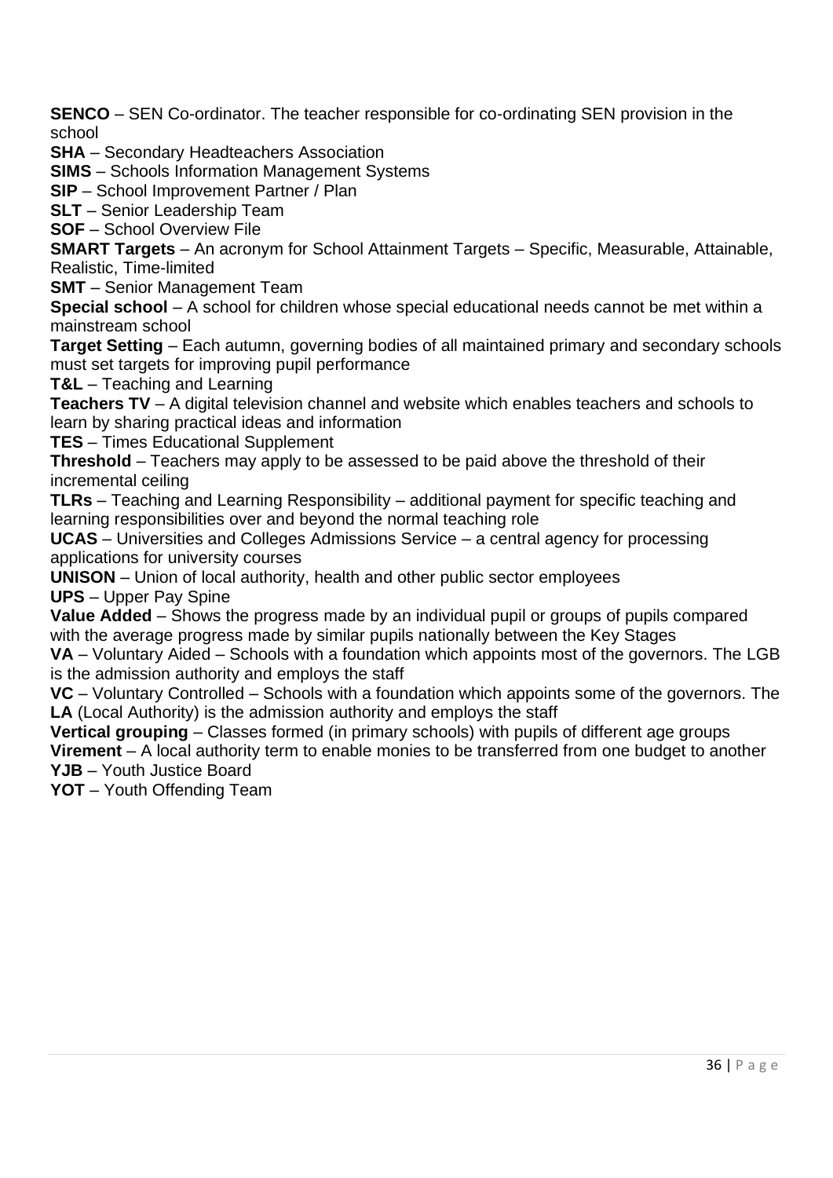**SENCO** – SEN Co-ordinator. The teacher responsible for co-ordinating SEN provision in the school

**SHA** – Secondary Headteachers Association

**SIMS** – Schools Information Management Systems

**SIP** – School Improvement Partner / Plan

**SLT** – Senior Leadership Team

**SOF** – School Overview File

**SMART Targets** – An acronym for School Attainment Targets – Specific, Measurable, Attainable, Realistic, Time-limited

**SMT** – Senior Management Team

**Special school** – A school for children whose special educational needs cannot be met within a mainstream school

**Target Setting** – Each autumn, governing bodies of all maintained primary and secondary schools must set targets for improving pupil performance

**T&L** – Teaching and Learning

**Teachers TV** – A digital television channel and website which enables teachers and schools to learn by sharing practical ideas and information

**TES** – Times Educational Supplement

**Threshold** – Teachers may apply to be assessed to be paid above the threshold of their incremental ceiling

**TLRs** – Teaching and Learning Responsibility – additional payment for specific teaching and learning responsibilities over and beyond the normal teaching role

**UCAS** – Universities and Colleges Admissions Service – a central agency for processing applications for university courses

**UNISON** – Union of local authority, health and other public sector employees

**UPS** – Upper Pay Spine

**Value Added** – Shows the progress made by an individual pupil or groups of pupils compared with the average progress made by similar pupils nationally between the Key Stages

**VA** – Voluntary Aided – Schools with a foundation which appoints most of the governors. The LGB is the admission authority and employs the staff

**VC** – Voluntary Controlled – Schools with a foundation which appoints some of the governors. The **LA** (Local Authority) is the admission authority and employs the staff

**Vertical grouping** – Classes formed (in primary schools) with pupils of different age groups

**Virement** – A local authority term to enable monies to be transferred from one budget to another

**YJB** – Youth Justice Board

**YOT** – Youth Offending Team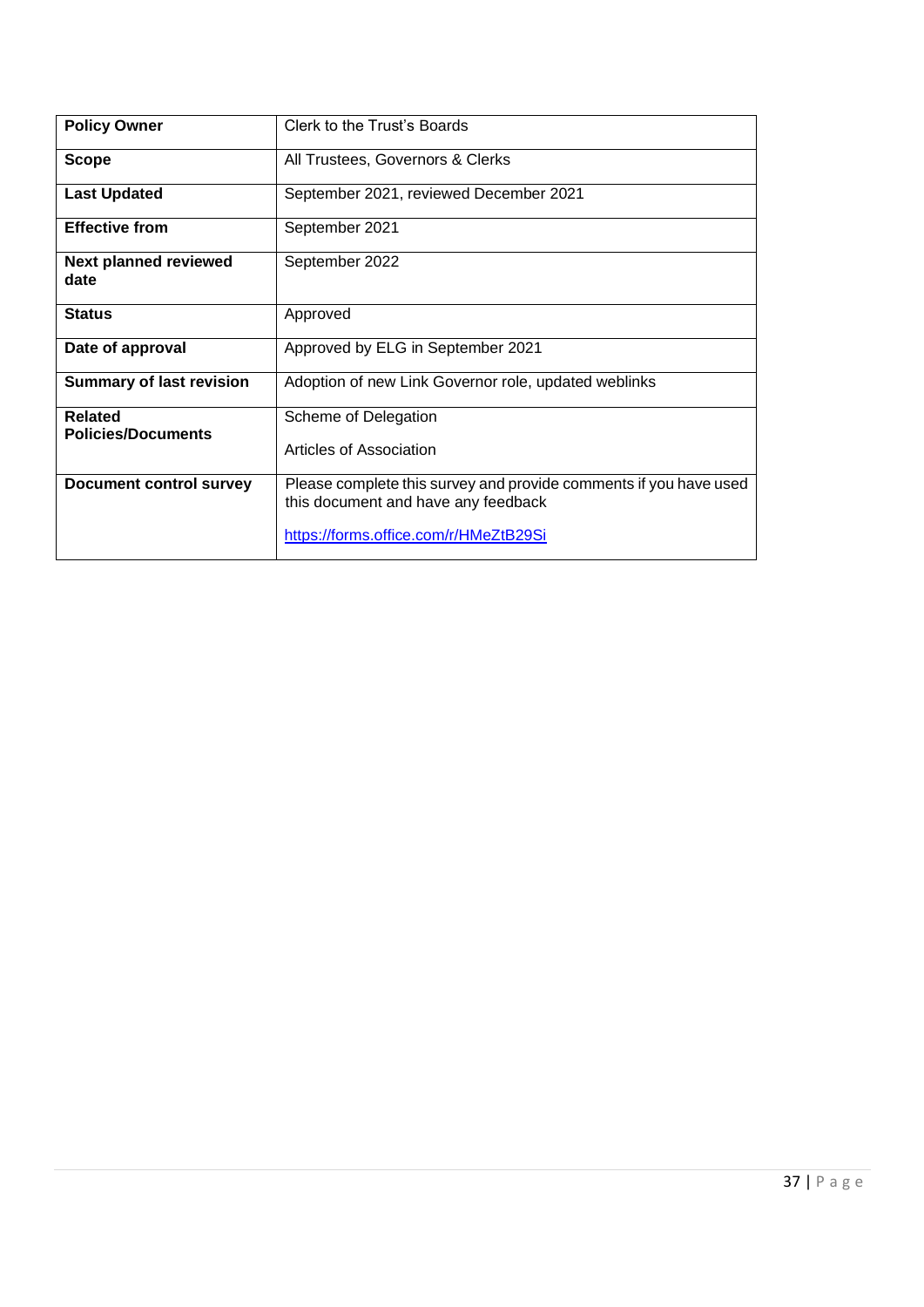| | |
|---|---|
| **Policy Owner** | Clerk to the Trust's Boards |
| **Scope** | All Trustees, Governors & Clerks |
| **Last Updated** | September 2021, reviewed December 2021 |
| **Effective from** | September 2021 |
| **Next planned reviewed date** | September 2022 |
| **Status** | Approved |
| **Date of approval** | Approved by ELG in September 2021 |
| **Summary of last revision** | Adoption of new Link Governor role, updated weblinks |
| **Related Policies/Documents** | Scheme of Delegation<br><br>Articles of Association |
| **Document control survey** | Please complete this survey and provide comments if you have used this document and have any feedback<br><br>https://forms.office.com/r/HMeZtB29Si |